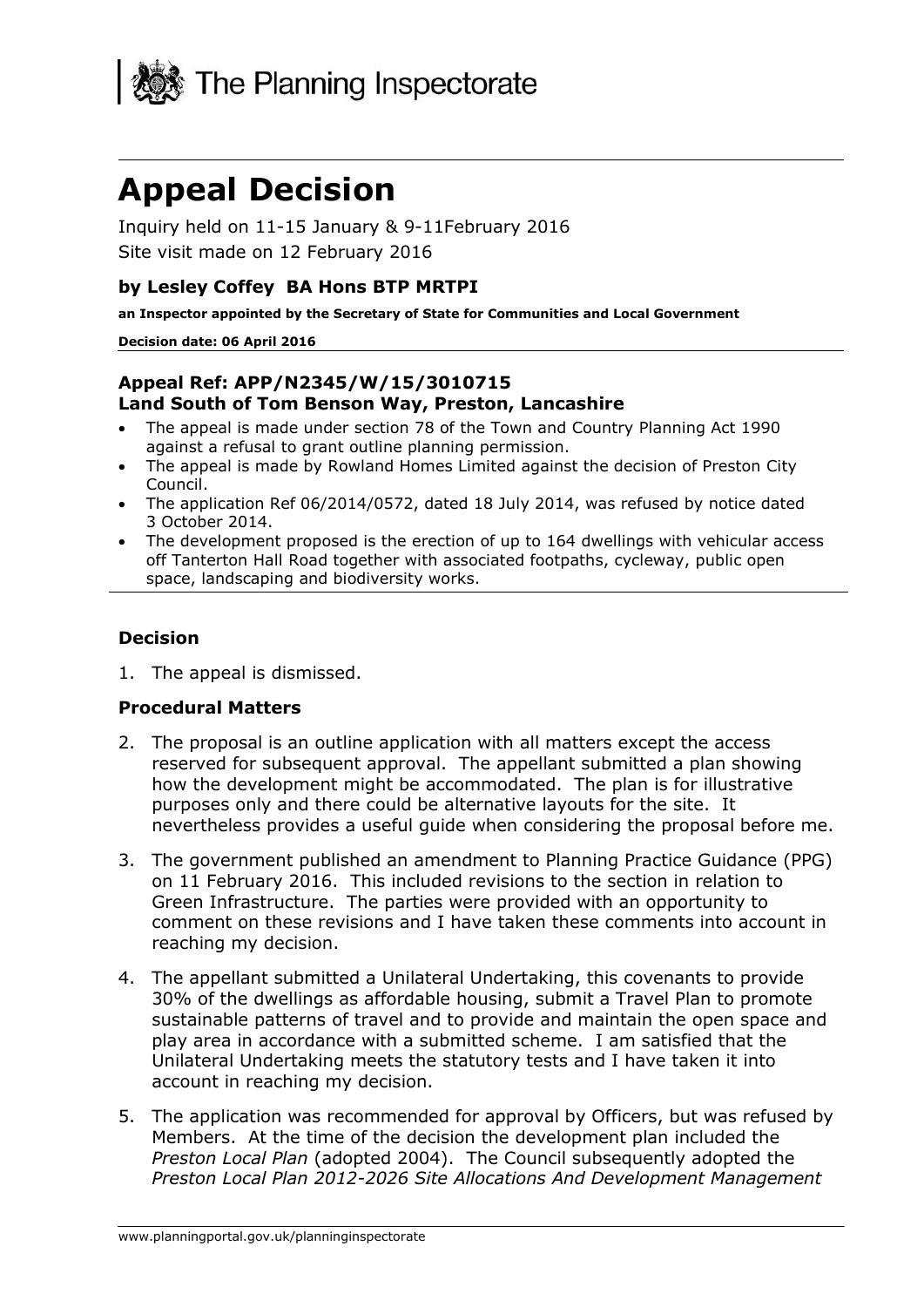The Planning Inspectorate

# Appeal Decision

Inquiry held on 11-15 January & 9-11February 2016

Site visit made on 12 February 2016

### by Lesley Coffey BA Hons BTP MRTPI

**an Inspector appointed by the Secretary of State for Communities and Local Government**

**Decision date: 06 April 2016**

### Appeal Ref: APP/N2345/W/15/3010715
### Land South of Tom Benson Way, Preston, Lancashire

- The appeal is made under section 78 of the Town and Country Planning Act 1990 against a refusal to grant outline planning permission.
- The appeal is made by Rowland Homes Limited against the decision of Preston City Council.
- The application Ref 06/2014/0572, dated 18 July 2014, was refused by notice dated 3 October 2014.
- The development proposed is the erection of up to 164 dwellings with vehicular access off Tanterton Hall Road together with associated footpaths, cycleway, public open space, landscaping and biodiversity works.

### Decision

1. The appeal is dismissed.

### Procedural Matters

2. The proposal is an outline application with all matters except the access reserved for subsequent approval. The appellant submitted a plan showing how the development might be accommodated. The plan is for illustrative purposes only and there could be alternative layouts for the site. It nevertheless provides a useful guide when considering the proposal before me.

3. The government published an amendment to Planning Practice Guidance (PPG) on 11 February 2016. This included revisions to the section in relation to Green Infrastructure. The parties were provided with an opportunity to comment on these revisions and I have taken these comments into account in reaching my decision.

4. The appellant submitted a Unilateral Undertaking, this covenants to provide 30% of the dwellings as affordable housing, submit a Travel Plan to promote sustainable patterns of travel and to provide and maintain the open space and play area in accordance with a submitted scheme. I am satisfied that the Unilateral Undertaking meets the statutory tests and I have taken it into account in reaching my decision.

5. The application was recommended for approval by Officers, but was refused by Members. At the time of the decision the development plan included the *Preston Local Plan* (adopted 2004). The Council subsequently adopted the *Preston Local Plan 2012-2026 Site Allocations And Development Management*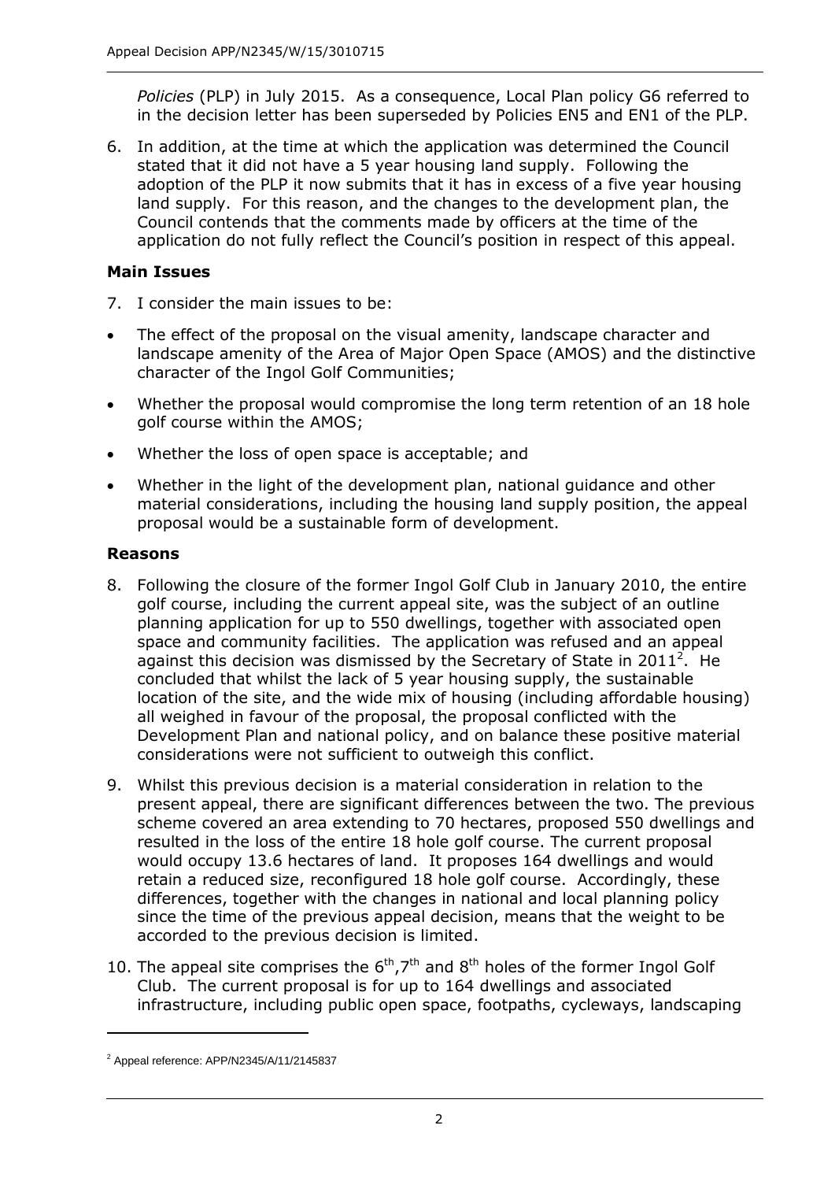*Policies* (PLP) in July 2015. As a consequence, Local Plan policy G6 referred to in the decision letter has been superseded by Policies EN5 and EN1 of the PLP.

6. In addition, at the time at which the application was determined the Council stated that it did not have a 5 year housing land supply. Following the adoption of the PLP it now submits that it has in excess of a five year housing land supply. For this reason, and the changes to the development plan, the Council contends that the comments made by officers at the time of the application do not fully reflect the Council's position in respect of this appeal.

### Main Issues

7. I consider the main issues to be:

- The effect of the proposal on the visual amenity, landscape character and landscape amenity of the Area of Major Open Space (AMOS) and the distinctive character of the Ingol Golf Communities;
- Whether the proposal would compromise the long term retention of an 18 hole golf course within the AMOS;
- Whether the loss of open space is acceptable; and
- Whether in the light of the development plan, national guidance and other material considerations, including the housing land supply position, the appeal proposal would be a sustainable form of development.

### Reasons

8. Following the closure of the former Ingol Golf Club in January 2010, the entire golf course, including the current appeal site, was the subject of an outline planning application for up to 550 dwellings, together with associated open space and community facilities. The application was refused and an appeal against this decision was dismissed by the Secretary of State in 2011[2]. He concluded that whilst the lack of 5 year housing supply, the sustainable location of the site, and the wide mix of housing (including affordable housing) all weighed in favour of the proposal, the proposal conflicted with the Development Plan and national policy, and on balance these positive material considerations were not sufficient to outweigh this conflict.

9. Whilst this previous decision is a material consideration in relation to the present appeal, there are significant differences between the two. The previous scheme covered an area extending to 70 hectares, proposed 550 dwellings and resulted in the loss of the entire 18 hole golf course. The current proposal would occupy 13.6 hectares of land. It proposes 164 dwellings and would retain a reduced size, reconfigured 18 hole golf course. Accordingly, these differences, together with the changes in national and local planning policy since the time of the previous appeal decision, means that the weight to be accorded to the previous decision is limited.

10. The appeal site comprises the 6th, 7th and 8th holes of the former Ingol Golf Club. The current proposal is for up to 164 dwellings and associated infrastructure, including public open space, footpaths, cycleways, landscaping

---

[2] Appeal reference: APP/N2345/A/11/2145837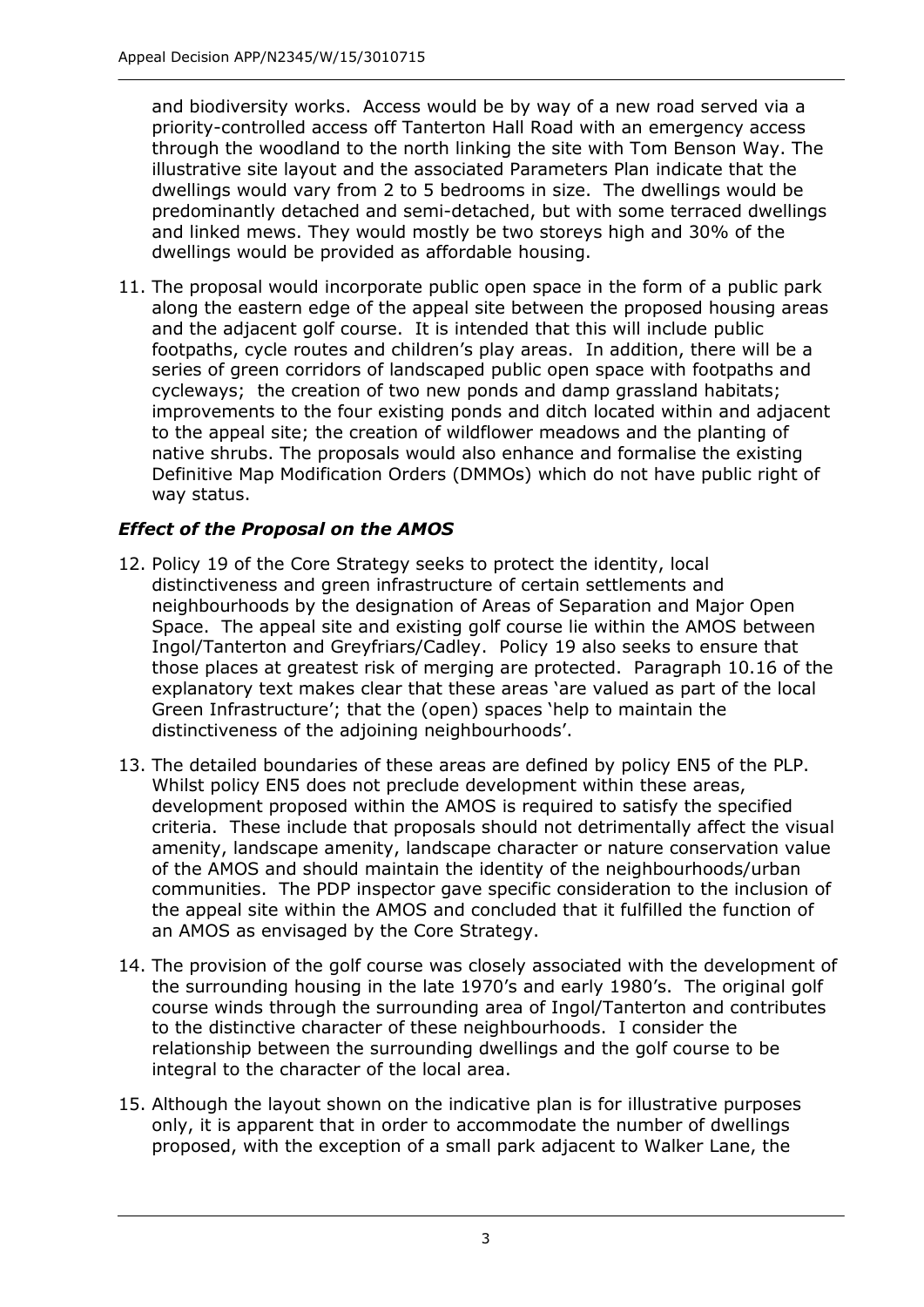and biodiversity works. Access would be by way of a new road served via a priority-controlled access off Tanterton Hall Road with an emergency access through the woodland to the north linking the site with Tom Benson Way. The illustrative site layout and the associated Parameters Plan indicate that the dwellings would vary from 2 to 5 bedrooms in size. The dwellings would be predominantly detached and semi-detached, but with some terraced dwellings and linked mews. They would mostly be two storeys high and 30% of the dwellings would be provided as affordable housing.

11. The proposal would incorporate public open space in the form of a public park along the eastern edge of the appeal site between the proposed housing areas and the adjacent golf course. It is intended that this will include public footpaths, cycle routes and children's play areas. In addition, there will be a series of green corridors of landscaped public open space with footpaths and cycleways; the creation of two new ponds and damp grassland habitats; improvements to the four existing ponds and ditch located within and adjacent to the appeal site; the creation of wildflower meadows and the planting of native shrubs. The proposals would also enhance and formalise the existing Definitive Map Modification Orders (DMMOs) which do not have public right of way status.

### *Effect of the Proposal on the AMOS*

12. Policy 19 of the Core Strategy seeks to protect the identity, local distinctiveness and green infrastructure of certain settlements and neighbourhoods by the designation of Areas of Separation and Major Open Space. The appeal site and existing golf course lie within the AMOS between Ingol/Tanterton and Greyfriars/Cadley. Policy 19 also seeks to ensure that those places at greatest risk of merging are protected. Paragraph 10.16 of the explanatory text makes clear that these areas 'are valued as part of the local Green Infrastructure'; that the (open) spaces 'help to maintain the distinctiveness of the adjoining neighbourhoods'.

13. The detailed boundaries of these areas are defined by policy EN5 of the PLP. Whilst policy EN5 does not preclude development within these areas, development proposed within the AMOS is required to satisfy the specified criteria. These include that proposals should not detrimentally affect the visual amenity, landscape amenity, landscape character or nature conservation value of the AMOS and should maintain the identity of the neighbourhoods/urban communities. The PDP inspector gave specific consideration to the inclusion of the appeal site within the AMOS and concluded that it fulfilled the function of an AMOS as envisaged by the Core Strategy.

14. The provision of the golf course was closely associated with the development of the surrounding housing in the late 1970's and early 1980's. The original golf course winds through the surrounding area of Ingol/Tanterton and contributes to the distinctive character of these neighbourhoods. I consider the relationship between the surrounding dwellings and the golf course to be integral to the character of the local area.

15. Although the layout shown on the indicative plan is for illustrative purposes only, it is apparent that in order to accommodate the number of dwellings proposed, with the exception of a small park adjacent to Walker Lane, the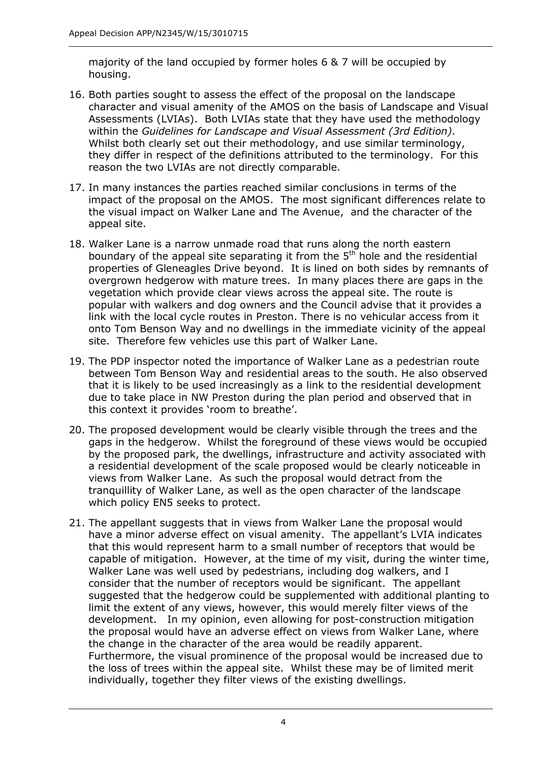majority of the land occupied by former holes 6 & 7 will be occupied by housing.

16. Both parties sought to assess the effect of the proposal on the landscape character and visual amenity of the AMOS on the basis of Landscape and Visual Assessments (LVIAs). Both LVIAs state that they have used the methodology within the *Guidelines for Landscape and Visual Assessment (3rd Edition).* Whilst both clearly set out their methodology, and use similar terminology, they differ in respect of the definitions attributed to the terminology. For this reason the two LVIAs are not directly comparable.

17. In many instances the parties reached similar conclusions in terms of the impact of the proposal on the AMOS. The most significant differences relate to the visual impact on Walker Lane and The Avenue, and the character of the appeal site.

18. Walker Lane is a narrow unmade road that runs along the north eastern boundary of the appeal site separating it from the 5th hole and the residential properties of Gleneagles Drive beyond. It is lined on both sides by remnants of overgrown hedgerow with mature trees. In many places there are gaps in the vegetation which provide clear views across the appeal site. The route is popular with walkers and dog owners and the Council advise that it provides a link with the local cycle routes in Preston. There is no vehicular access from it onto Tom Benson Way and no dwellings in the immediate vicinity of the appeal site. Therefore few vehicles use this part of Walker Lane.

19. The PDP inspector noted the importance of Walker Lane as a pedestrian route between Tom Benson Way and residential areas to the south. He also observed that it is likely to be used increasingly as a link to the residential development due to take place in NW Preston during the plan period and observed that in this context it provides 'room to breathe'.

20. The proposed development would be clearly visible through the trees and the gaps in the hedgerow. Whilst the foreground of these views would be occupied by the proposed park, the dwellings, infrastructure and activity associated with a residential development of the scale proposed would be clearly noticeable in views from Walker Lane. As such the proposal would detract from the tranquillity of Walker Lane, as well as the open character of the landscape which policy EN5 seeks to protect.

21. The appellant suggests that in views from Walker Lane the proposal would have a minor adverse effect on visual amenity. The appellant's LVIA indicates that this would represent harm to a small number of receptors that would be capable of mitigation. However, at the time of my visit, during the winter time, Walker Lane was well used by pedestrians, including dog walkers, and I consider that the number of receptors would be significant. The appellant suggested that the hedgerow could be supplemented with additional planting to limit the extent of any views, however, this would merely filter views of the development. In my opinion, even allowing for post-construction mitigation the proposal would have an adverse effect on views from Walker Lane, where the change in the character of the area would be readily apparent. Furthermore, the visual prominence of the proposal would be increased due to the loss of trees within the appeal site. Whilst these may be of limited merit individually, together they filter views of the existing dwellings.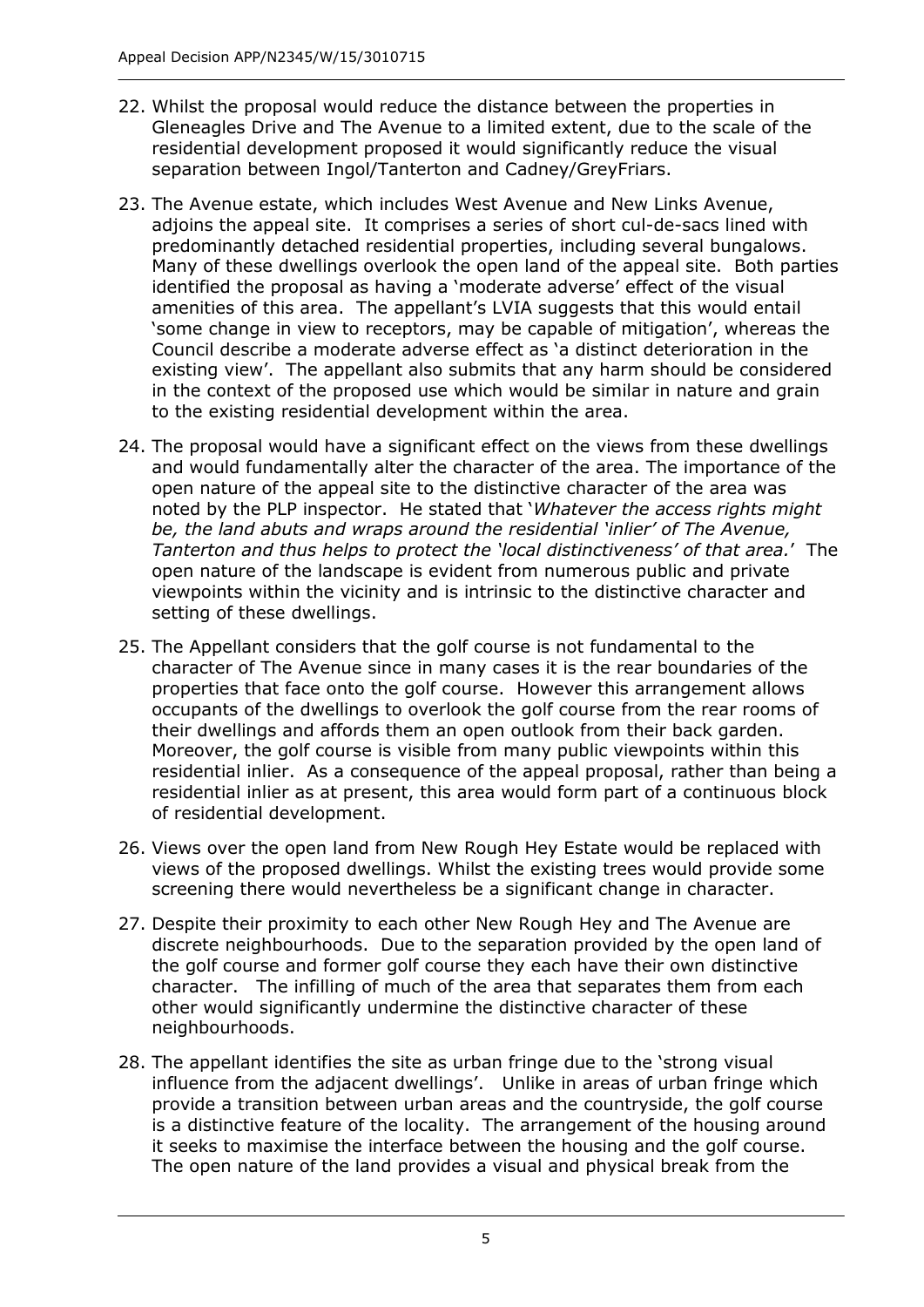22. Whilst the proposal would reduce the distance between the properties in Gleneagles Drive and The Avenue to a limited extent, due to the scale of the residential development proposed it would significantly reduce the visual separation between Ingol/Tanterton and Cadney/GreyFriars.

23. The Avenue estate, which includes West Avenue and New Links Avenue, adjoins the appeal site. It comprises a series of short cul-de-sacs lined with predominantly detached residential properties, including several bungalows. Many of these dwellings overlook the open land of the appeal site. Both parties identified the proposal as having a 'moderate adverse' effect of the visual amenities of this area. The appellant's LVIA suggests that this would entail 'some change in view to receptors, may be capable of mitigation', whereas the Council describe a moderate adverse effect as 'a distinct deterioration in the existing view'. The appellant also submits that any harm should be considered in the context of the proposed use which would be similar in nature and grain to the existing residential development within the area.

24. The proposal would have a significant effect on the views from these dwellings and would fundamentally alter the character of the area. The importance of the open nature of the appeal site to the distinctive character of the area was noted by the PLP inspector. He stated that '*Whatever the access rights might be, the land abuts and wraps around the residential 'inlier' of The Avenue, Tanterton and thus helps to protect the 'local distinctiveness' of that area.*' The open nature of the landscape is evident from numerous public and private viewpoints within the vicinity and is intrinsic to the distinctive character and setting of these dwellings.

25. The Appellant considers that the golf course is not fundamental to the character of The Avenue since in many cases it is the rear boundaries of the properties that face onto the golf course. However this arrangement allows occupants of the dwellings to overlook the golf course from the rear rooms of their dwellings and affords them an open outlook from their back garden. Moreover, the golf course is visible from many public viewpoints within this residential inlier. As a consequence of the appeal proposal, rather than being a residential inlier as at present, this area would form part of a continuous block of residential development.

26. Views over the open land from New Rough Hey Estate would be replaced with views of the proposed dwellings. Whilst the existing trees would provide some screening there would nevertheless be a significant change in character.

27. Despite their proximity to each other New Rough Hey and The Avenue are discrete neighbourhoods. Due to the separation provided by the open land of the golf course and former golf course they each have their own distinctive character. The infilling of much of the area that separates them from each other would significantly undermine the distinctive character of these neighbourhoods.

28. The appellant identifies the site as urban fringe due to the 'strong visual influence from the adjacent dwellings'. Unlike in areas of urban fringe which provide a transition between urban areas and the countryside, the golf course is a distinctive feature of the locality. The arrangement of the housing around it seeks to maximise the interface between the housing and the golf course. The open nature of the land provides a visual and physical break from the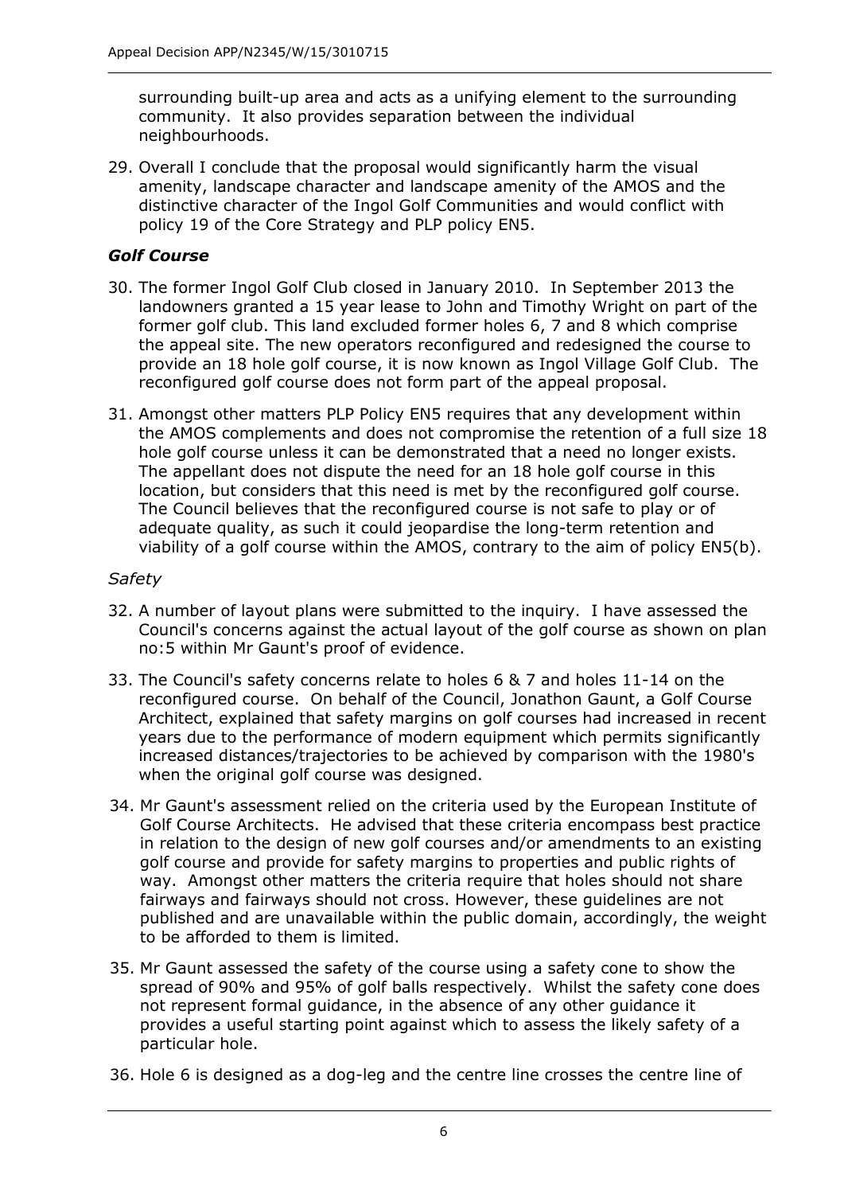surrounding built-up area and acts as a unifying element to the surrounding community. It also provides separation between the individual neighbourhoods.

29. Overall I conclude that the proposal would significantly harm the visual amenity, landscape character and landscape amenity of the AMOS and the distinctive character of the Ingol Golf Communities and would conflict with policy 19 of the Core Strategy and PLP policy EN5.

### *Golf Course*

30. The former Ingol Golf Club closed in January 2010. In September 2013 the landowners granted a 15 year lease to John and Timothy Wright on part of the former golf club. This land excluded former holes 6, 7 and 8 which comprise the appeal site. The new operators reconfigured and redesigned the course to provide an 18 hole golf course, it is now known as Ingol Village Golf Club. The reconfigured golf course does not form part of the appeal proposal.

31. Amongst other matters PLP Policy EN5 requires that any development within the AMOS complements and does not compromise the retention of a full size 18 hole golf course unless it can be demonstrated that a need no longer exists. The appellant does not dispute the need for an 18 hole golf course in this location, but considers that this need is met by the reconfigured golf course. The Council believes that the reconfigured course is not safe to play or of adequate quality, as such it could jeopardise the long-term retention and viability of a golf course within the AMOS, contrary to the aim of policy EN5(b).

*Safety*

32. A number of layout plans were submitted to the inquiry. I have assessed the Council's concerns against the actual layout of the golf course as shown on plan no:5 within Mr Gaunt's proof of evidence.

33. The Council's safety concerns relate to holes 6 & 7 and holes 11-14 on the reconfigured course. On behalf of the Council, Jonathon Gaunt, a Golf Course Architect, explained that safety margins on golf courses had increased in recent years due to the performance of modern equipment which permits significantly increased distances/trajectories to be achieved by comparison with the 1980's when the original golf course was designed.

34. Mr Gaunt's assessment relied on the criteria used by the European Institute of Golf Course Architects. He advised that these criteria encompass best practice in relation to the design of new golf courses and/or amendments to an existing golf course and provide for safety margins to properties and public rights of way. Amongst other matters the criteria require that holes should not share fairways and fairways should not cross. However, these guidelines are not published and are unavailable within the public domain, accordingly, the weight to be afforded to them is limited.

35. Mr Gaunt assessed the safety of the course using a safety cone to show the spread of 90% and 95% of golf balls respectively. Whilst the safety cone does not represent formal guidance, in the absence of any other guidance it provides a useful starting point against which to assess the likely safety of a particular hole.

36. Hole 6 is designed as a dog-leg and the centre line crosses the centre line of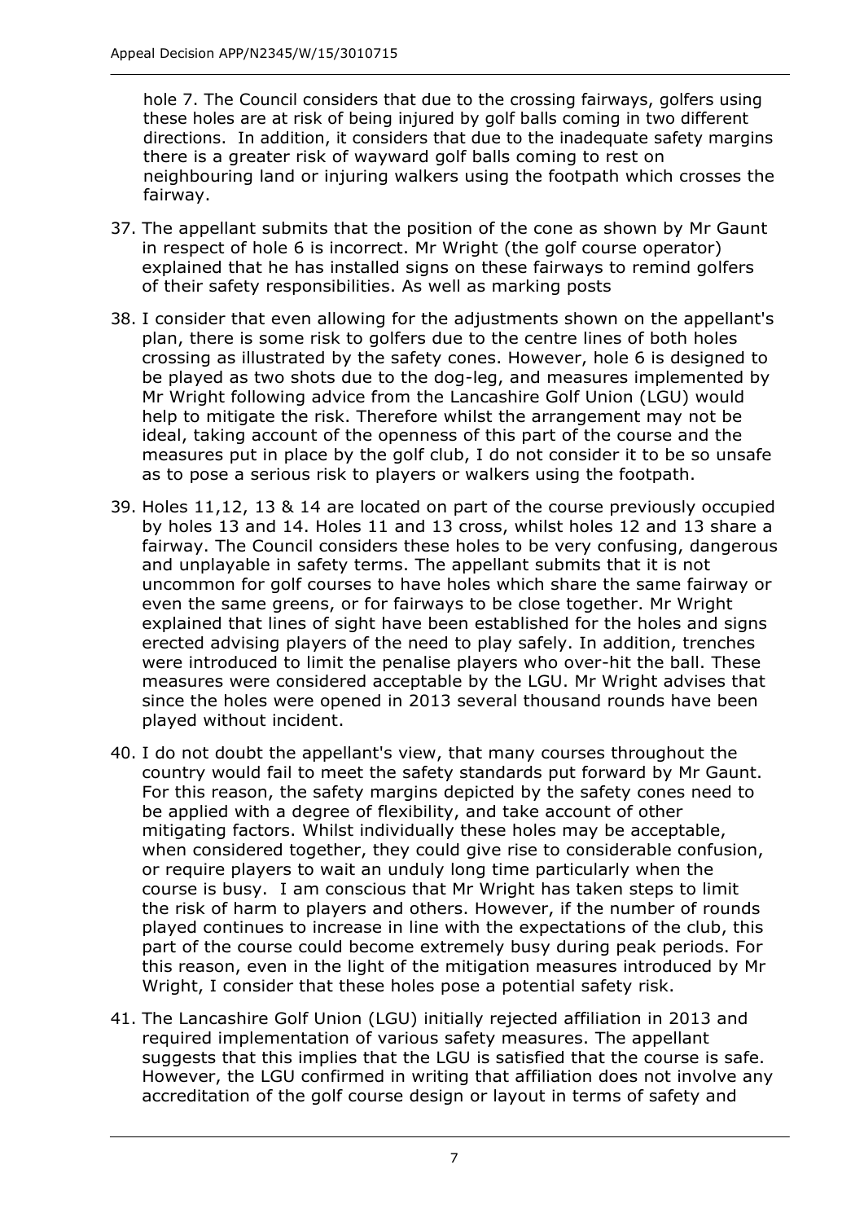hole 7. The Council considers that due to the crossing fairways, golfers using these holes are at risk of being injured by golf balls coming in two different directions. In addition, it considers that due to the inadequate safety margins there is a greater risk of wayward golf balls coming to rest on neighbouring land or injuring walkers using the footpath which crosses the fairway.

37. The appellant submits that the position of the cone as shown by Mr Gaunt in respect of hole 6 is incorrect. Mr Wright (the golf course operator) explained that he has installed signs on these fairways to remind golfers of their safety responsibilities. As well as marking posts

38. I consider that even allowing for the adjustments shown on the appellant's plan, there is some risk to golfers due to the centre lines of both holes crossing as illustrated by the safety cones. However, hole 6 is designed to be played as two shots due to the dog-leg, and measures implemented by Mr Wright following advice from the Lancashire Golf Union (LGU) would help to mitigate the risk. Therefore whilst the arrangement may not be ideal, taking account of the openness of this part of the course and the measures put in place by the golf club, I do not consider it to be so unsafe as to pose a serious risk to players or walkers using the footpath.

39. Holes 11,12, 13 & 14 are located on part of the course previously occupied by holes 13 and 14. Holes 11 and 13 cross, whilst holes 12 and 13 share a fairway. The Council considers these holes to be very confusing, dangerous and unplayable in safety terms. The appellant submits that it is not uncommon for golf courses to have holes which share the same fairway or even the same greens, or for fairways to be close together. Mr Wright explained that lines of sight have been established for the holes and signs erected advising players of the need to play safely. In addition, trenches were introduced to limit the penalise players who over-hit the ball. These measures were considered acceptable by the LGU. Mr Wright advises that since the holes were opened in 2013 several thousand rounds have been played without incident.

40. I do not doubt the appellant's view, that many courses throughout the country would fail to meet the safety standards put forward by Mr Gaunt. For this reason, the safety margins depicted by the safety cones need to be applied with a degree of flexibility, and take account of other mitigating factors. Whilst individually these holes may be acceptable, when considered together, they could give rise to considerable confusion, or require players to wait an unduly long time particularly when the course is busy. I am conscious that Mr Wright has taken steps to limit the risk of harm to players and others. However, if the number of rounds played continues to increase in line with the expectations of the club, this part of the course could become extremely busy during peak periods. For this reason, even in the light of the mitigation measures introduced by Mr Wright, I consider that these holes pose a potential safety risk.

41. The Lancashire Golf Union (LGU) initially rejected affiliation in 2013 and required implementation of various safety measures. The appellant suggests that this implies that the LGU is satisfied that the course is safe. However, the LGU confirmed in writing that affiliation does not involve any accreditation of the golf course design or layout in terms of safety and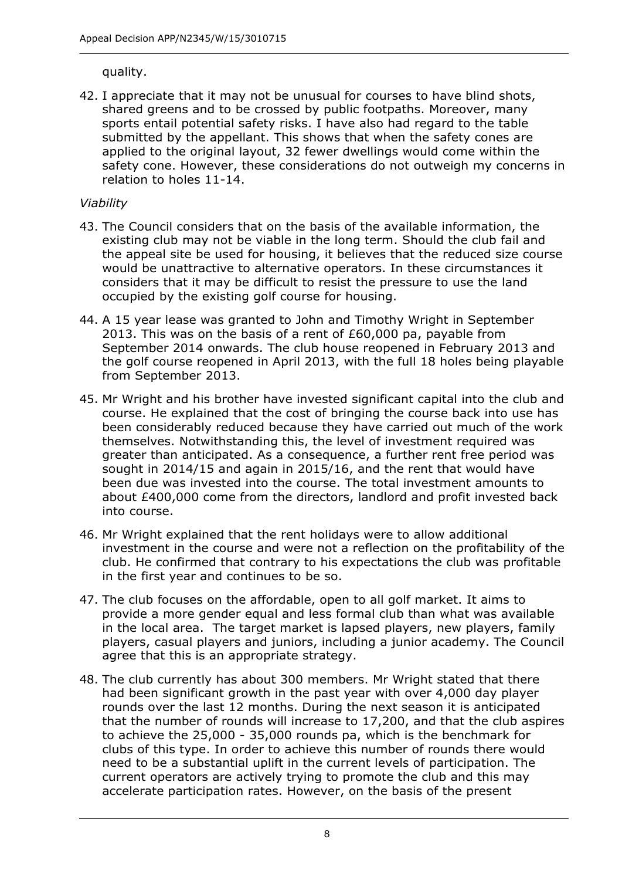quality.

42. I appreciate that it may not be unusual for courses to have blind shots, shared greens and to be crossed by public footpaths. Moreover, many sports entail potential safety risks. I have also had regard to the table submitted by the appellant. This shows that when the safety cones are applied to the original layout, 32 fewer dwellings would come within the safety cone. However, these considerations do not outweigh my concerns in relation to holes 11-14.

*Viability*

43. The Council considers that on the basis of the available information, the existing club may not be viable in the long term. Should the club fail and the appeal site be used for housing, it believes that the reduced size course would be unattractive to alternative operators. In these circumstances it considers that it may be difficult to resist the pressure to use the land occupied by the existing golf course for housing.

44. A 15 year lease was granted to John and Timothy Wright in September 2013. This was on the basis of a rent of £60,000 pa, payable from September 2014 onwards. The club house reopened in February 2013 and the golf course reopened in April 2013, with the full 18 holes being playable from September 2013.

45. Mr Wright and his brother have invested significant capital into the club and course. He explained that the cost of bringing the course back into use has been considerably reduced because they have carried out much of the work themselves. Notwithstanding this, the level of investment required was greater than anticipated. As a consequence, a further rent free period was sought in 2014/15 and again in 2015/16, and the rent that would have been due was invested into the course. The total investment amounts to about £400,000 come from the directors, landlord and profit invested back into course.

46. Mr Wright explained that the rent holidays were to allow additional investment in the course and were not a reflection on the profitability of the club. He confirmed that contrary to his expectations the club was profitable in the first year and continues to be so.

47. The club focuses on the affordable, open to all golf market. It aims to provide a more gender equal and less formal club than what was available in the local area. The target market is lapsed players, new players, family players, casual players and juniors, including a junior academy. The Council agree that this is an appropriate strategy.

48. The club currently has about 300 members. Mr Wright stated that there had been significant growth in the past year with over 4,000 day player rounds over the last 12 months. During the next season it is anticipated that the number of rounds will increase to 17,200, and that the club aspires to achieve the 25,000 - 35,000 rounds pa, which is the benchmark for clubs of this type. In order to achieve this number of rounds there would need to be a substantial uplift in the current levels of participation. The current operators are actively trying to promote the club and this may accelerate participation rates. However, on the basis of the present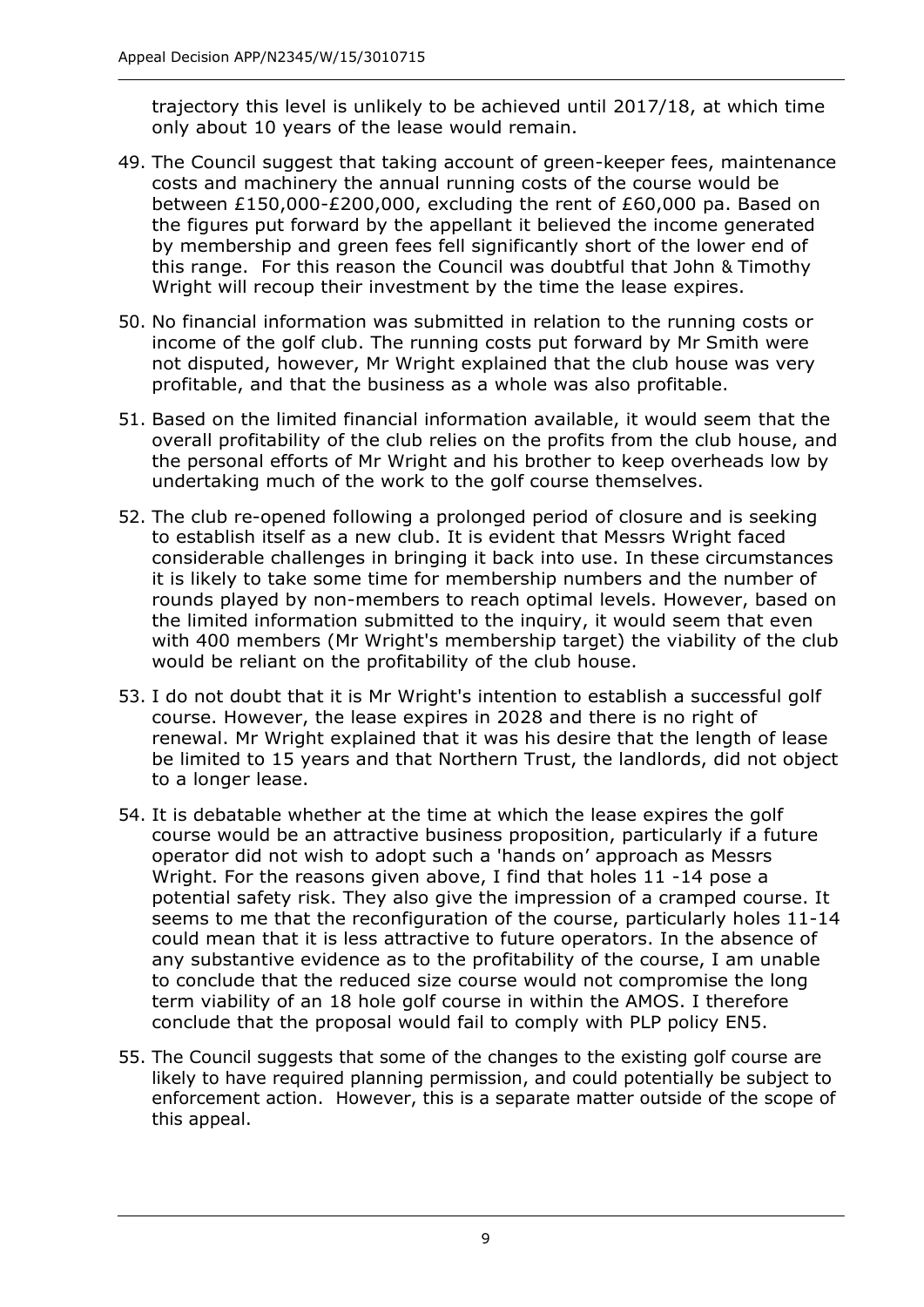trajectory this level is unlikely to be achieved until 2017/18, at which time only about 10 years of the lease would remain.

49. The Council suggest that taking account of green-keeper fees, maintenance costs and machinery the annual running costs of the course would be between £150,000-£200,000, excluding the rent of £60,000 pa. Based on the figures put forward by the appellant it believed the income generated by membership and green fees fell significantly short of the lower end of this range. For this reason the Council was doubtful that John & Timothy Wright will recoup their investment by the time the lease expires.

50. No financial information was submitted in relation to the running costs or income of the golf club. The running costs put forward by Mr Smith were not disputed, however, Mr Wright explained that the club house was very profitable, and that the business as a whole was also profitable.

51. Based on the limited financial information available, it would seem that the overall profitability of the club relies on the profits from the club house, and the personal efforts of Mr Wright and his brother to keep overheads low by undertaking much of the work to the golf course themselves.

52. The club re-opened following a prolonged period of closure and is seeking to establish itself as a new club. It is evident that Messrs Wright faced considerable challenges in bringing it back into use. In these circumstances it is likely to take some time for membership numbers and the number of rounds played by non-members to reach optimal levels. However, based on the limited information submitted to the inquiry, it would seem that even with 400 members (Mr Wright's membership target) the viability of the club would be reliant on the profitability of the club house.

53. I do not doubt that it is Mr Wright's intention to establish a successful golf course. However, the lease expires in 2028 and there is no right of renewal. Mr Wright explained that it was his desire that the length of lease be limited to 15 years and that Northern Trust, the landlords, did not object to a longer lease.

54. It is debatable whether at the time at which the lease expires the golf course would be an attractive business proposition, particularly if a future operator did not wish to adopt such a 'hands on' approach as Messrs Wright. For the reasons given above, I find that holes 11 -14 pose a potential safety risk. They also give the impression of a cramped course. It seems to me that the reconfiguration of the course, particularly holes 11-14 could mean that it is less attractive to future operators. In the absence of any substantive evidence as to the profitability of the course, I am unable to conclude that the reduced size course would not compromise the long term viability of an 18 hole golf course in within the AMOS. I therefore conclude that the proposal would fail to comply with PLP policy EN5.

55. The Council suggests that some of the changes to the existing golf course are likely to have required planning permission, and could potentially be subject to enforcement action. However, this is a separate matter outside of the scope of this appeal.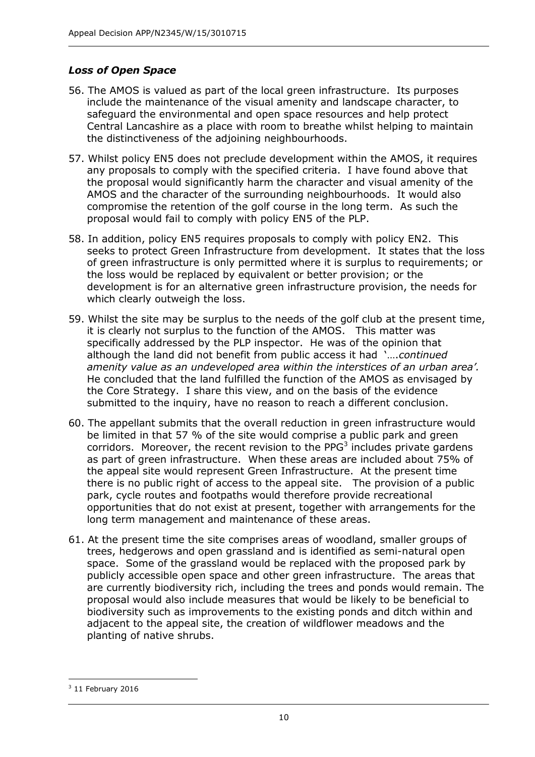### *Loss of Open Space*

56. The AMOS is valued as part of the local green infrastructure. Its purposes include the maintenance of the visual amenity and landscape character, to safeguard the environmental and open space resources and help protect Central Lancashire as a place with room to breathe whilst helping to maintain the distinctiveness of the adjoining neighbourhoods.

57. Whilst policy EN5 does not preclude development within the AMOS, it requires any proposals to comply with the specified criteria. I have found above that the proposal would significantly harm the character and visual amenity of the AMOS and the character of the surrounding neighbourhoods. It would also compromise the retention of the golf course in the long term. As such the proposal would fail to comply with policy EN5 of the PLP.

58. In addition, policy EN5 requires proposals to comply with policy EN2. This seeks to protect Green Infrastructure from development. It states that the loss of green infrastructure is only permitted where it is surplus to requirements; or the loss would be replaced by equivalent or better provision; or the development is for an alternative green infrastructure provision, the needs for which clearly outweigh the loss.

59. Whilst the site may be surplus to the needs of the golf club at the present time, it is clearly not surplus to the function of the AMOS. This matter was specifically addressed by the PLP inspector. He was of the opinion that although the land did not benefit from public access it had '*….continued amenity value as an undeveloped area within the interstices of an urban area'.* He concluded that the land fulfilled the function of the AMOS as envisaged by the Core Strategy. I share this view, and on the basis of the evidence submitted to the inquiry, have no reason to reach a different conclusion.

60. The appellant submits that the overall reduction in green infrastructure would be limited in that 57 % of the site would comprise a public park and green corridors. Moreover, the recent revision to the PPG[3] includes private gardens as part of green infrastructure. When these areas are included about 75% of the appeal site would represent Green Infrastructure. At the present time there is no public right of access to the appeal site. The provision of a public park, cycle routes and footpaths would therefore provide recreational opportunities that do not exist at present, together with arrangements for the long term management and maintenance of these areas.

61. At the present time the site comprises areas of woodland, smaller groups of trees, hedgerows and open grassland and is identified as semi-natural open space. Some of the grassland would be replaced with the proposed park by publicly accessible open space and other green infrastructure. The areas that are currently biodiversity rich, including the trees and ponds would remain. The proposal would also include measures that would be likely to be beneficial to biodiversity such as improvements to the existing ponds and ditch within and adjacent to the appeal site, the creation of wildflower meadows and the planting of native shrubs.

---

[3] 11 February 2016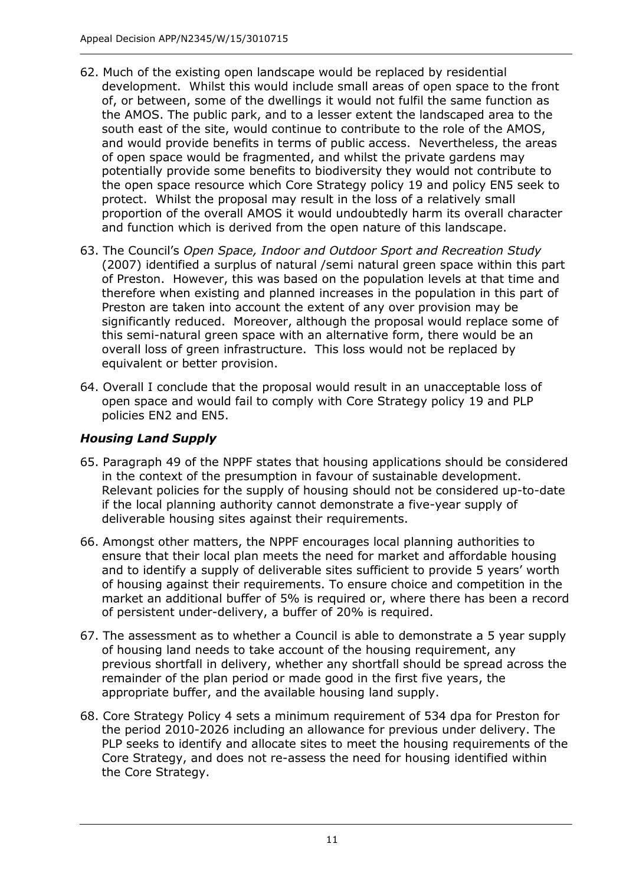62. Much of the existing open landscape would be replaced by residential development. Whilst this would include small areas of open space to the front of, or between, some of the dwellings it would not fulfil the same function as the AMOS. The public park, and to a lesser extent the landscaped area to the south east of the site, would continue to contribute to the role of the AMOS, and would provide benefits in terms of public access. Nevertheless, the areas of open space would be fragmented, and whilst the private gardens may potentially provide some benefits to biodiversity they would not contribute to the open space resource which Core Strategy policy 19 and policy EN5 seek to protect. Whilst the proposal may result in the loss of a relatively small proportion of the overall AMOS it would undoubtedly harm its overall character and function which is derived from the open nature of this landscape.

63. The Council's *Open Space, Indoor and Outdoor Sport and Recreation Study* (2007) identified a surplus of natural /semi natural green space within this part of Preston. However, this was based on the population levels at that time and therefore when existing and planned increases in the population in this part of Preston are taken into account the extent of any over provision may be significantly reduced. Moreover, although the proposal would replace some of this semi-natural green space with an alternative form, there would be an overall loss of green infrastructure. This loss would not be replaced by equivalent or better provision.

64. Overall I conclude that the proposal would result in an unacceptable loss of open space and would fail to comply with Core Strategy policy 19 and PLP policies EN2 and EN5.

### *Housing Land Supply*

65. Paragraph 49 of the NPPF states that housing applications should be considered in the context of the presumption in favour of sustainable development. Relevant policies for the supply of housing should not be considered up-to-date if the local planning authority cannot demonstrate a five-year supply of deliverable housing sites against their requirements.

66. Amongst other matters, the NPPF encourages local planning authorities to ensure that their local plan meets the need for market and affordable housing and to identify a supply of deliverable sites sufficient to provide 5 years' worth of housing against their requirements. To ensure choice and competition in the market an additional buffer of 5% is required or, where there has been a record of persistent under-delivery, a buffer of 20% is required.

67. The assessment as to whether a Council is able to demonstrate a 5 year supply of housing land needs to take account of the housing requirement, any previous shortfall in delivery, whether any shortfall should be spread across the remainder of the plan period or made good in the first five years, the appropriate buffer, and the available housing land supply.

68. Core Strategy Policy 4 sets a minimum requirement of 534 dpa for Preston for the period 2010-2026 including an allowance for previous under delivery. The PLP seeks to identify and allocate sites to meet the housing requirements of the Core Strategy, and does not re-assess the need for housing identified within the Core Strategy.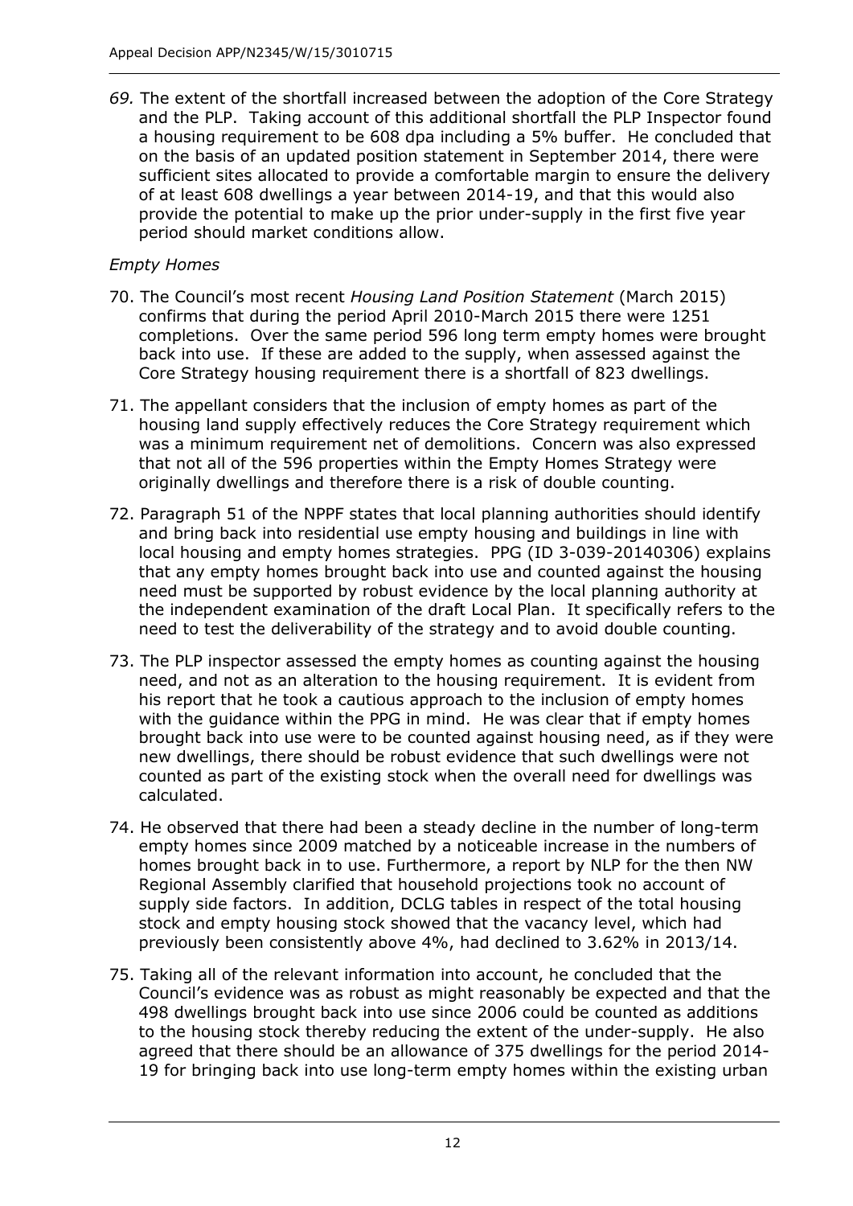69. The extent of the shortfall increased between the adoption of the Core Strategy and the PLP. Taking account of this additional shortfall the PLP Inspector found a housing requirement to be 608 dpa including a 5% buffer. He concluded that on the basis of an updated position statement in September 2014, there were sufficient sites allocated to provide a comfortable margin to ensure the delivery of at least 608 dwellings a year between 2014-19, and that this would also provide the potential to make up the prior under-supply in the first five year period should market conditions allow.

*Empty Homes*

70. The Council's most recent *Housing Land Position Statement* (March 2015) confirms that during the period April 2010-March 2015 there were 1251 completions. Over the same period 596 long term empty homes were brought back into use. If these are added to the supply, when assessed against the Core Strategy housing requirement there is a shortfall of 823 dwellings.

71. The appellant considers that the inclusion of empty homes as part of the housing land supply effectively reduces the Core Strategy requirement which was a minimum requirement net of demolitions. Concern was also expressed that not all of the 596 properties within the Empty Homes Strategy were originally dwellings and therefore there is a risk of double counting.

72. Paragraph 51 of the NPPF states that local planning authorities should identify and bring back into residential use empty housing and buildings in line with local housing and empty homes strategies. PPG (ID 3-039-20140306) explains that any empty homes brought back into use and counted against the housing need must be supported by robust evidence by the local planning authority at the independent examination of the draft Local Plan. It specifically refers to the need to test the deliverability of the strategy and to avoid double counting.

73. The PLP inspector assessed the empty homes as counting against the housing need, and not as an alteration to the housing requirement. It is evident from his report that he took a cautious approach to the inclusion of empty homes with the guidance within the PPG in mind. He was clear that if empty homes brought back into use were to be counted against housing need, as if they were new dwellings, there should be robust evidence that such dwellings were not counted as part of the existing stock when the overall need for dwellings was calculated.

74. He observed that there had been a steady decline in the number of long-term empty homes since 2009 matched by a noticeable increase in the numbers of homes brought back in to use. Furthermore, a report by NLP for the then NW Regional Assembly clarified that household projections took no account of supply side factors. In addition, DCLG tables in respect of the total housing stock and empty housing stock showed that the vacancy level, which had previously been consistently above 4%, had declined to 3.62% in 2013/14.

75. Taking all of the relevant information into account, he concluded that the Council's evidence was as robust as might reasonably be expected and that the 498 dwellings brought back into use since 2006 could be counted as additions to the housing stock thereby reducing the extent of the under-supply. He also agreed that there should be an allowance of 375 dwellings for the period 2014-19 for bringing back into use long-term empty homes within the existing urban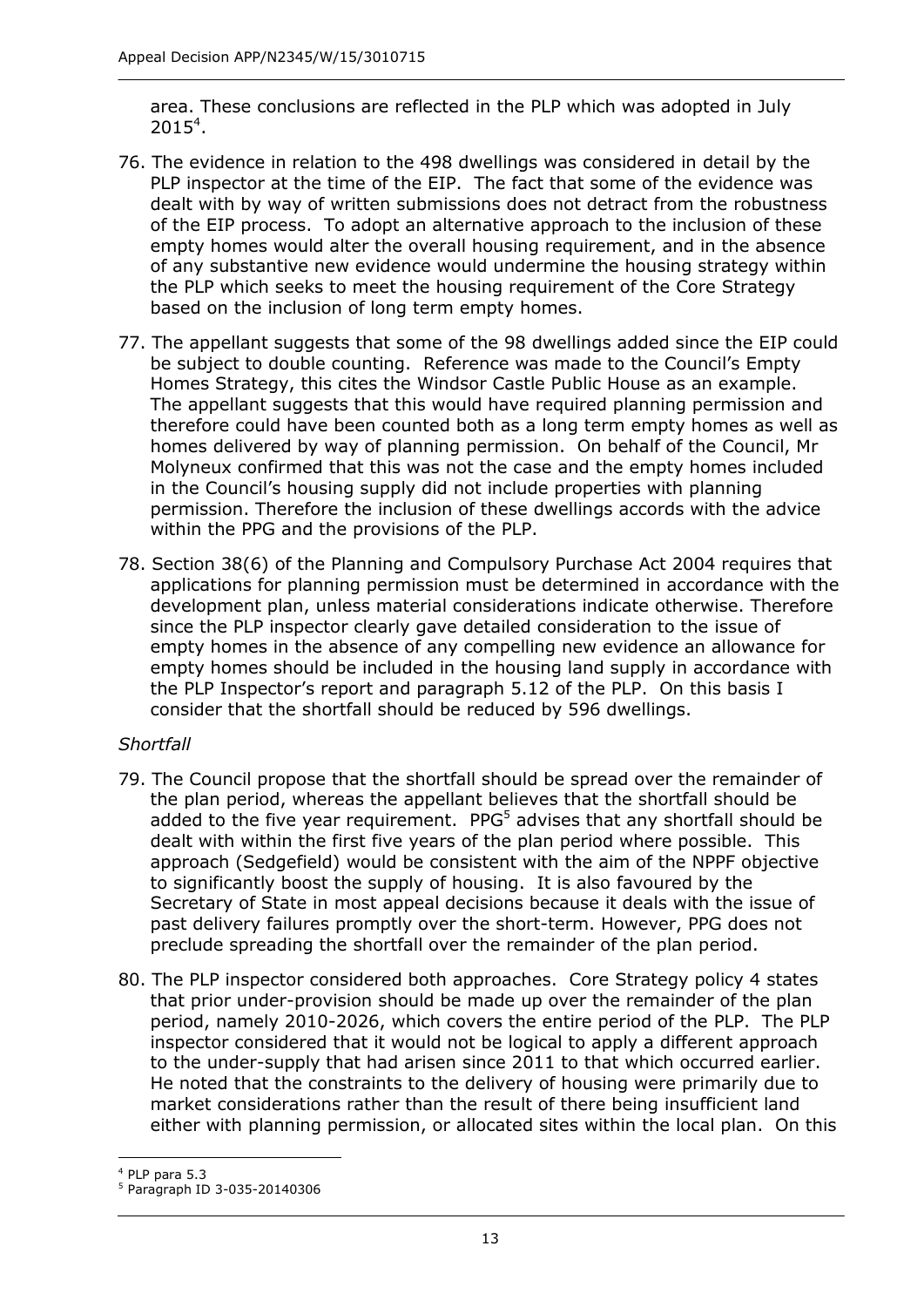area. These conclusions are reflected in the PLP which was adopted in July 2015[4].

76. The evidence in relation to the 498 dwellings was considered in detail by the PLP inspector at the time of the EIP. The fact that some of the evidence was dealt with by way of written submissions does not detract from the robustness of the EIP process. To adopt an alternative approach to the inclusion of these empty homes would alter the overall housing requirement, and in the absence of any substantive new evidence would undermine the housing strategy within the PLP which seeks to meet the housing requirement of the Core Strategy based on the inclusion of long term empty homes.

77. The appellant suggests that some of the 98 dwellings added since the EIP could be subject to double counting. Reference was made to the Council's Empty Homes Strategy, this cites the Windsor Castle Public House as an example. The appellant suggests that this would have required planning permission and therefore could have been counted both as a long term empty homes as well as homes delivered by way of planning permission. On behalf of the Council, Mr Molyneux confirmed that this was not the case and the empty homes included in the Council's housing supply did not include properties with planning permission. Therefore the inclusion of these dwellings accords with the advice within the PPG and the provisions of the PLP.

78. Section 38(6) of the Planning and Compulsory Purchase Act 2004 requires that applications for planning permission must be determined in accordance with the development plan, unless material considerations indicate otherwise. Therefore since the PLP inspector clearly gave detailed consideration to the issue of empty homes in the absence of any compelling new evidence an allowance for empty homes should be included in the housing land supply in accordance with the PLP Inspector's report and paragraph 5.12 of the PLP. On this basis I consider that the shortfall should be reduced by 596 dwellings.

*Shortfall*

79. The Council propose that the shortfall should be spread over the remainder of the plan period, whereas the appellant believes that the shortfall should be added to the five year requirement. PPG[5] advises that any shortfall should be dealt with within the first five years of the plan period where possible. This approach (Sedgefield) would be consistent with the aim of the NPPF objective to significantly boost the supply of housing. It is also favoured by the Secretary of State in most appeal decisions because it deals with the issue of past delivery failures promptly over the short-term. However, PPG does not preclude spreading the shortfall over the remainder of the plan period.

80. The PLP inspector considered both approaches. Core Strategy policy 4 states that prior under-provision should be made up over the remainder of the plan period, namely 2010-2026, which covers the entire period of the PLP. The PLP inspector considered that it would not be logical to apply a different approach to the under-supply that had arisen since 2011 to that which occurred earlier. He noted that the constraints to the delivery of housing were primarily due to market considerations rather than the result of there being insufficient land either with planning permission, or allocated sites within the local plan. On this

[4] PLP para 5.3
[5] Paragraph ID 3-035-20140306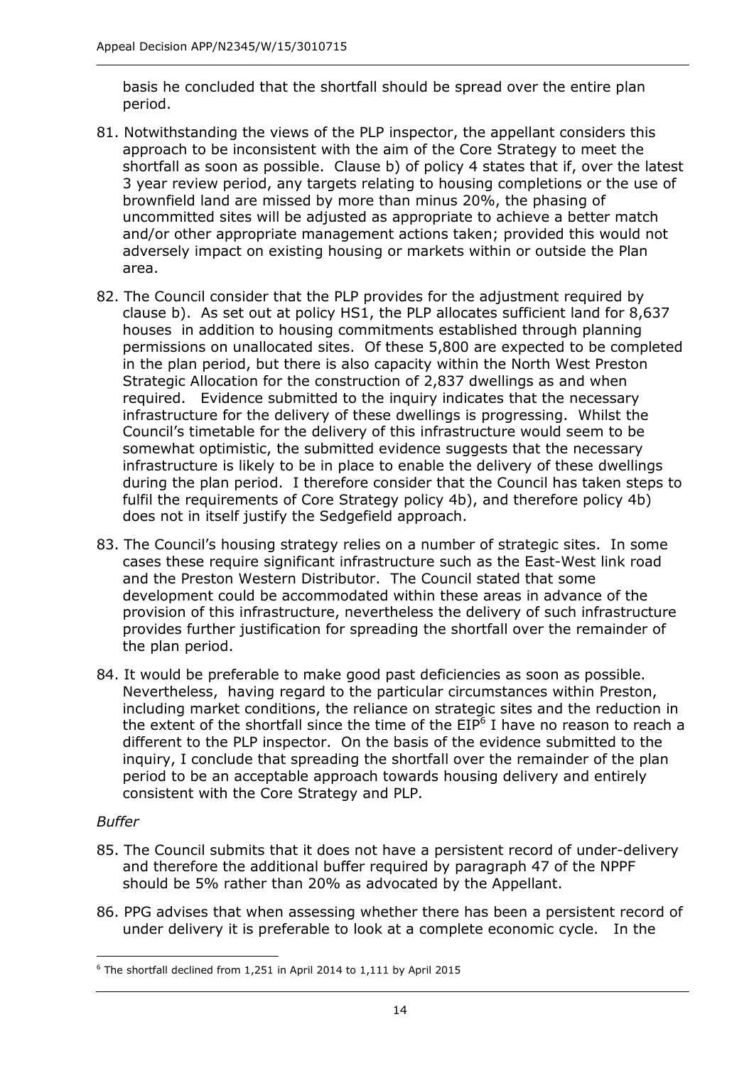basis he concluded that the shortfall should be spread over the entire plan period.

81. Notwithstanding the views of the PLP inspector, the appellant considers this approach to be inconsistent with the aim of the Core Strategy to meet the shortfall as soon as possible. Clause b) of policy 4 states that if, over the latest 3 year review period, any targets relating to housing completions or the use of brownfield land are missed by more than minus 20%, the phasing of uncommitted sites will be adjusted as appropriate to achieve a better match and/or other appropriate management actions taken; provided this would not adversely impact on existing housing or markets within or outside the Plan area.

82. The Council consider that the PLP provides for the adjustment required by clause b). As set out at policy HS1, the PLP allocates sufficient land for 8,637 houses in addition to housing commitments established through planning permissions on unallocated sites. Of these 5,800 are expected to be completed in the plan period, but there is also capacity within the North West Preston Strategic Allocation for the construction of 2,837 dwellings as and when required. Evidence submitted to the inquiry indicates that the necessary infrastructure for the delivery of these dwellings is progressing. Whilst the Council's timetable for the delivery of this infrastructure would seem to be somewhat optimistic, the submitted evidence suggests that the necessary infrastructure is likely to be in place to enable the delivery of these dwellings during the plan period. I therefore consider that the Council has taken steps to fulfil the requirements of Core Strategy policy 4b), and therefore policy 4b) does not in itself justify the Sedgefield approach.

83. The Council's housing strategy relies on a number of strategic sites. In some cases these require significant infrastructure such as the East-West link road and the Preston Western Distributor. The Council stated that some development could be accommodated within these areas in advance of the provision of this infrastructure, nevertheless the delivery of such infrastructure provides further justification for spreading the shortfall over the remainder of the plan period.

84. It would be preferable to make good past deficiencies as soon as possible. Nevertheless, having regard to the particular circumstances within Preston, including market conditions, the reliance on strategic sites and the reduction in the extent of the shortfall since the time of the EIP[6] I have no reason to reach a different to the PLP inspector. On the basis of the evidence submitted to the inquiry, I conclude that spreading the shortfall over the remainder of the plan period to be an acceptable approach towards housing delivery and entirely consistent with the Core Strategy and PLP.

*Buffer*

85. The Council submits that it does not have a persistent record of under-delivery and therefore the additional buffer required by paragraph 47 of the NPPF should be 5% rather than 20% as advocated by the Appellant.

86. PPG advises that when assessing whether there has been a persistent record of under delivery it is preferable to look at a complete economic cycle. In the

[6] The shortfall declined from 1,251 in April 2014 to 1,111 by April 2015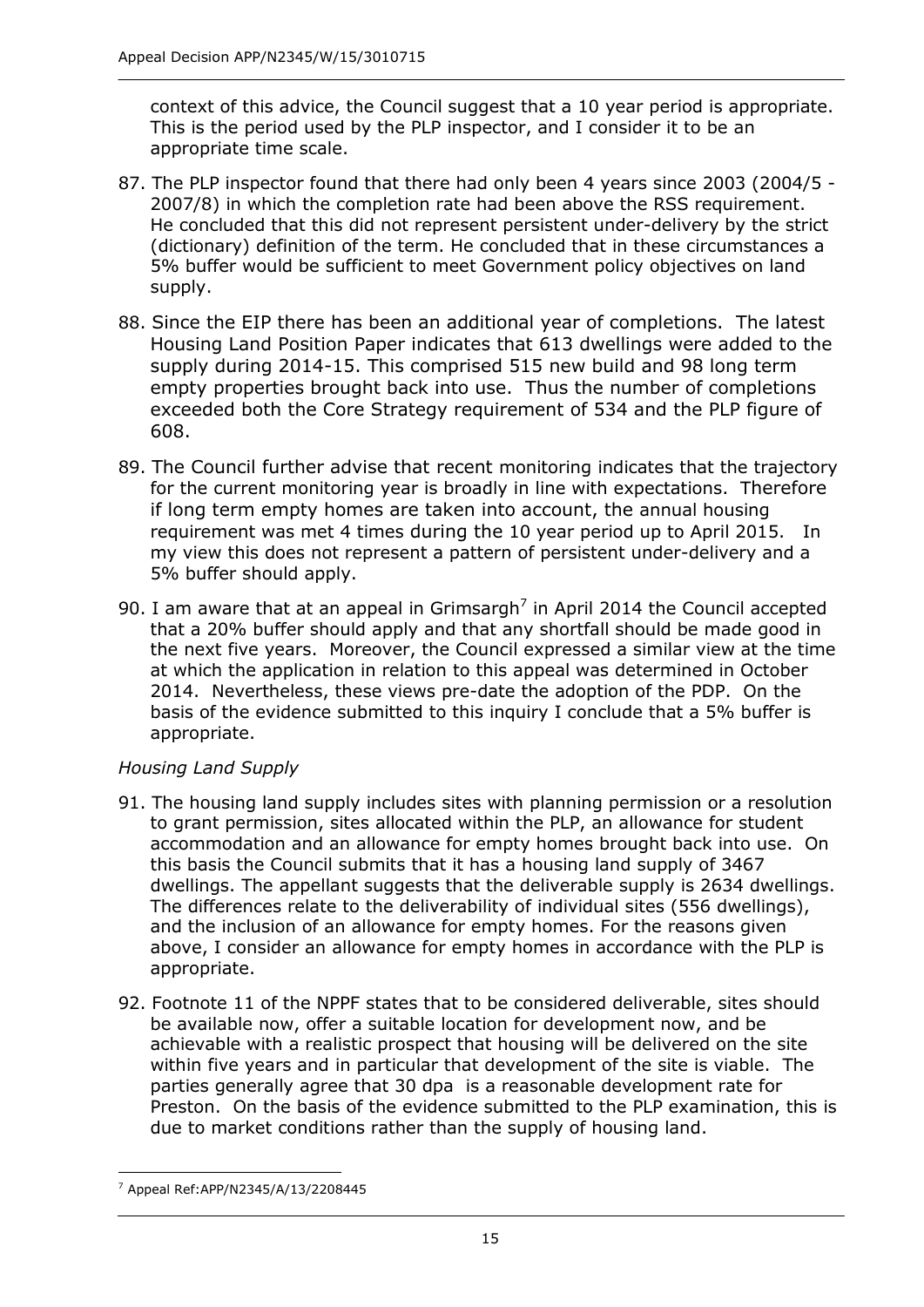context of this advice, the Council suggest that a 10 year period is appropriate. This is the period used by the PLP inspector, and I consider it to be an appropriate time scale.

87. The PLP inspector found that there had only been 4 years since 2003 (2004/5 - 2007/8) in which the completion rate had been above the RSS requirement. He concluded that this did not represent persistent under-delivery by the strict (dictionary) definition of the term. He concluded that in these circumstances a 5% buffer would be sufficient to meet Government policy objectives on land supply.

88. Since the EIP there has been an additional year of completions. The latest Housing Land Position Paper indicates that 613 dwellings were added to the supply during 2014-15. This comprised 515 new build and 98 long term empty properties brought back into use. Thus the number of completions exceeded both the Core Strategy requirement of 534 and the PLP figure of 608.

89. The Council further advise that recent monitoring indicates that the trajectory for the current monitoring year is broadly in line with expectations. Therefore if long term empty homes are taken into account, the annual housing requirement was met 4 times during the 10 year period up to April 2015. In my view this does not represent a pattern of persistent under-delivery and a 5% buffer should apply.

90. I am aware that at an appeal in Grimsargh[7] in April 2014 the Council accepted that a 20% buffer should apply and that any shortfall should be made good in the next five years. Moreover, the Council expressed a similar view at the time at which the application in relation to this appeal was determined in October 2014. Nevertheless, these views pre-date the adoption of the PDP. On the basis of the evidence submitted to this inquiry I conclude that a 5% buffer is appropriate.

*Housing Land Supply*

91. The housing land supply includes sites with planning permission or a resolution to grant permission, sites allocated within the PLP, an allowance for student accommodation and an allowance for empty homes brought back into use. On this basis the Council submits that it has a housing land supply of 3467 dwellings. The appellant suggests that the deliverable supply is 2634 dwellings. The differences relate to the deliverability of individual sites (556 dwellings), and the inclusion of an allowance for empty homes. For the reasons given above, I consider an allowance for empty homes in accordance with the PLP is appropriate.

92. Footnote 11 of the NPPF states that to be considered deliverable, sites should be available now, offer a suitable location for development now, and be achievable with a realistic prospect that housing will be delivered on the site within five years and in particular that development of the site is viable. The parties generally agree that 30 dpa is a reasonable development rate for Preston. On the basis of the evidence submitted to the PLP examination, this is due to market conditions rather than the supply of housing land.

---

[7] Appeal Ref:APP/N2345/A/13/2208445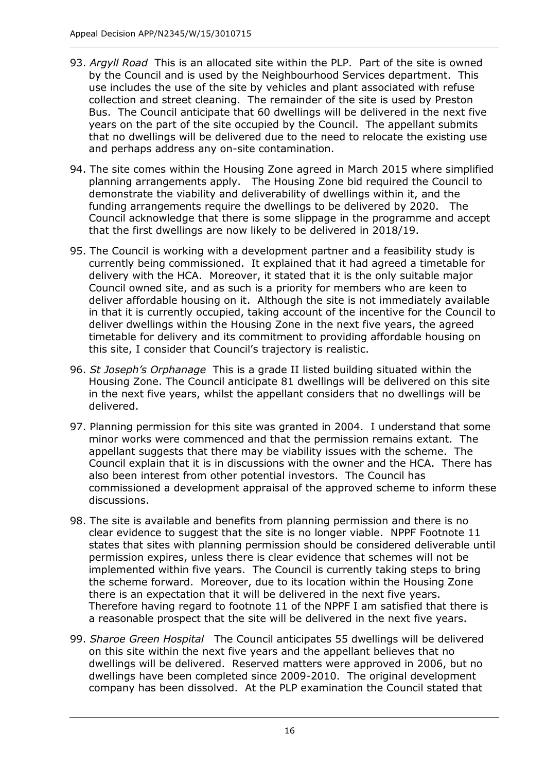93. *Argyll Road* This is an allocated site within the PLP. Part of the site is owned by the Council and is used by the Neighbourhood Services department. This use includes the use of the site by vehicles and plant associated with refuse collection and street cleaning. The remainder of the site is used by Preston Bus. The Council anticipate that 60 dwellings will be delivered in the next five years on the part of the site occupied by the Council. The appellant submits that no dwellings will be delivered due to the need to relocate the existing use and perhaps address any on-site contamination.

94. The site comes within the Housing Zone agreed in March 2015 where simplified planning arrangements apply. The Housing Zone bid required the Council to demonstrate the viability and deliverability of dwellings within it, and the funding arrangements require the dwellings to be delivered by 2020. The Council acknowledge that there is some slippage in the programme and accept that the first dwellings are now likely to be delivered in 2018/19.

95. The Council is working with a development partner and a feasibility study is currently being commissioned. It explained that it had agreed a timetable for delivery with the HCA. Moreover, it stated that it is the only suitable major Council owned site, and as such is a priority for members who are keen to deliver affordable housing on it. Although the site is not immediately available in that it is currently occupied, taking account of the incentive for the Council to deliver dwellings within the Housing Zone in the next five years, the agreed timetable for delivery and its commitment to providing affordable housing on this site, I consider that Council's trajectory is realistic.

96. *St Joseph's Orphanage* This is a grade II listed building situated within the Housing Zone. The Council anticipate 81 dwellings will be delivered on this site in the next five years, whilst the appellant considers that no dwellings will be delivered.

97. Planning permission for this site was granted in 2004. I understand that some minor works were commenced and that the permission remains extant. The appellant suggests that there may be viability issues with the scheme. The Council explain that it is in discussions with the owner and the HCA. There has also been interest from other potential investors. The Council has commissioned a development appraisal of the approved scheme to inform these discussions.

98. The site is available and benefits from planning permission and there is no clear evidence to suggest that the site is no longer viable. NPPF Footnote 11 states that sites with planning permission should be considered deliverable until permission expires, unless there is clear evidence that schemes will not be implemented within five years. The Council is currently taking steps to bring the scheme forward. Moreover, due to its location within the Housing Zone there is an expectation that it will be delivered in the next five years. Therefore having regard to footnote 11 of the NPPF I am satisfied that there is a reasonable prospect that the site will be delivered in the next five years.

99. *Sharoe Green Hospital* The Council anticipates 55 dwellings will be delivered on this site within the next five years and the appellant believes that no dwellings will be delivered. Reserved matters were approved in 2006, but no dwellings have been completed since 2009-2010. The original development company has been dissolved. At the PLP examination the Council stated that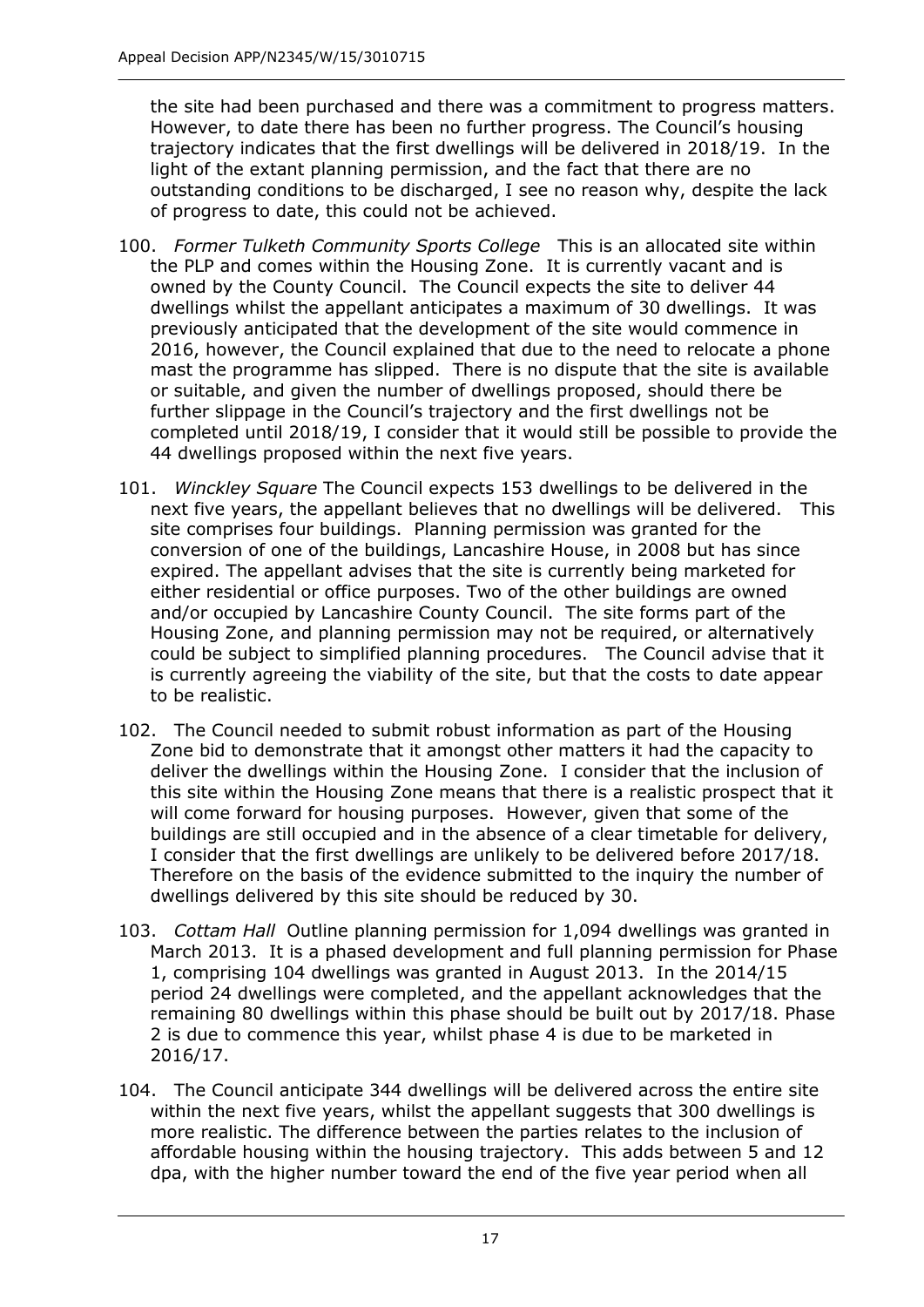the site had been purchased and there was a commitment to progress matters. However, to date there has been no further progress. The Council's housing trajectory indicates that the first dwellings will be delivered in 2018/19. In the light of the extant planning permission, and the fact that there are no outstanding conditions to be discharged, I see no reason why, despite the lack of progress to date, this could not be achieved.

100. *Former Tulketh Community Sports College* This is an allocated site within the PLP and comes within the Housing Zone. It is currently vacant and is owned by the County Council. The Council expects the site to deliver 44 dwellings whilst the appellant anticipates a maximum of 30 dwellings. It was previously anticipated that the development of the site would commence in 2016, however, the Council explained that due to the need to relocate a phone mast the programme has slipped. There is no dispute that the site is available or suitable, and given the number of dwellings proposed, should there be further slippage in the Council's trajectory and the first dwellings not be completed until 2018/19, I consider that it would still be possible to provide the 44 dwellings proposed within the next five years.

101. *Winckley Square* The Council expects 153 dwellings to be delivered in the next five years, the appellant believes that no dwellings will be delivered. This site comprises four buildings. Planning permission was granted for the conversion of one of the buildings, Lancashire House, in 2008 but has since expired. The appellant advises that the site is currently being marketed for either residential or office purposes. Two of the other buildings are owned and/or occupied by Lancashire County Council. The site forms part of the Housing Zone, and planning permission may not be required, or alternatively could be subject to simplified planning procedures. The Council advise that it is currently agreeing the viability of the site, but that the costs to date appear to be realistic.

102. The Council needed to submit robust information as part of the Housing Zone bid to demonstrate that it amongst other matters it had the capacity to deliver the dwellings within the Housing Zone. I consider that the inclusion of this site within the Housing Zone means that there is a realistic prospect that it will come forward for housing purposes. However, given that some of the buildings are still occupied and in the absence of a clear timetable for delivery, I consider that the first dwellings are unlikely to be delivered before 2017/18. Therefore on the basis of the evidence submitted to the inquiry the number of dwellings delivered by this site should be reduced by 30.

103. *Cottam Hall* Outline planning permission for 1,094 dwellings was granted in March 2013. It is a phased development and full planning permission for Phase 1, comprising 104 dwellings was granted in August 2013. In the 2014/15 period 24 dwellings were completed, and the appellant acknowledges that the remaining 80 dwellings within this phase should be built out by 2017/18. Phase 2 is due to commence this year, whilst phase 4 is due to be marketed in 2016/17.

104. The Council anticipate 344 dwellings will be delivered across the entire site within the next five years, whilst the appellant suggests that 300 dwellings is more realistic. The difference between the parties relates to the inclusion of affordable housing within the housing trajectory. This adds between 5 and 12 dpa, with the higher number toward the end of the five year period when all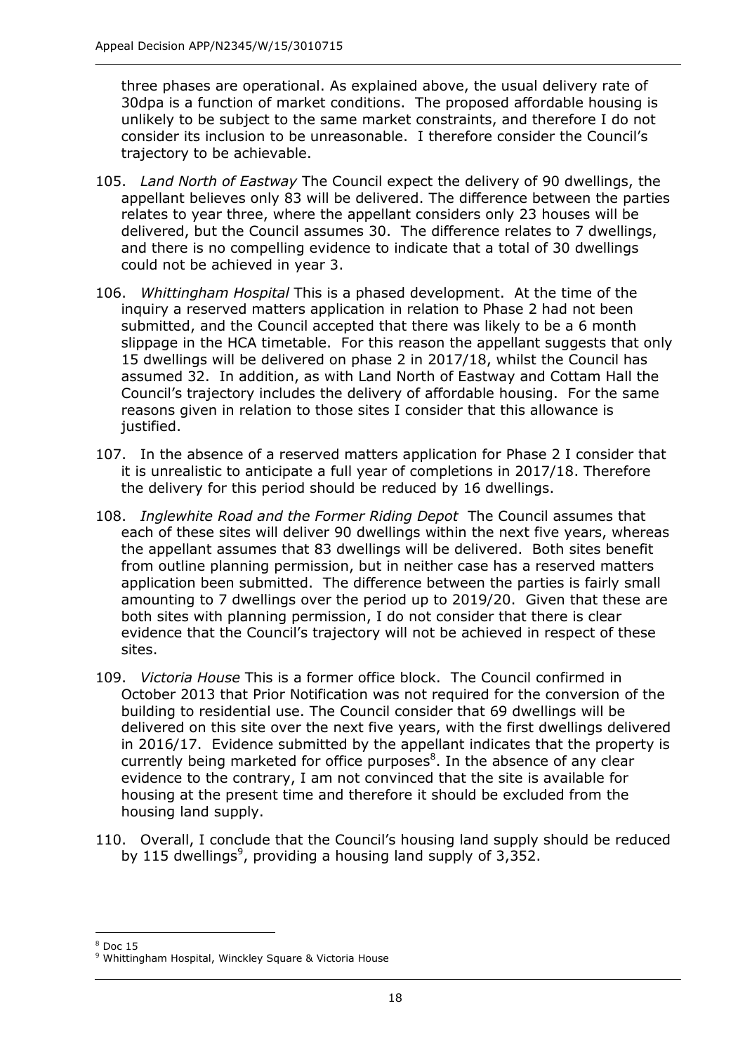three phases are operational. As explained above, the usual delivery rate of 30dpa is a function of market conditions. The proposed affordable housing is unlikely to be subject to the same market constraints, and therefore I do not consider its inclusion to be unreasonable. I therefore consider the Council's trajectory to be achievable.

105. *Land North of Eastway* The Council expect the delivery of 90 dwellings, the appellant believes only 83 will be delivered. The difference between the parties relates to year three, where the appellant considers only 23 houses will be delivered, but the Council assumes 30. The difference relates to 7 dwellings, and there is no compelling evidence to indicate that a total of 30 dwellings could not be achieved in year 3.

106. *Whittingham Hospital* This is a phased development. At the time of the inquiry a reserved matters application in relation to Phase 2 had not been submitted, and the Council accepted that there was likely to be a 6 month slippage in the HCA timetable. For this reason the appellant suggests that only 15 dwellings will be delivered on phase 2 in 2017/18, whilst the Council has assumed 32. In addition, as with Land North of Eastway and Cottam Hall the Council's trajectory includes the delivery of affordable housing. For the same reasons given in relation to those sites I consider that this allowance is justified.

107. In the absence of a reserved matters application for Phase 2 I consider that it is unrealistic to anticipate a full year of completions in 2017/18. Therefore the delivery for this period should be reduced by 16 dwellings.

108. *Inglewhite Road and the Former Riding Depot* The Council assumes that each of these sites will deliver 90 dwellings within the next five years, whereas the appellant assumes that 83 dwellings will be delivered. Both sites benefit from outline planning permission, but in neither case has a reserved matters application been submitted. The difference between the parties is fairly small amounting to 7 dwellings over the period up to 2019/20. Given that these are both sites with planning permission, I do not consider that there is clear evidence that the Council's trajectory will not be achieved in respect of these sites.

109. *Victoria House* This is a former office block. The Council confirmed in October 2013 that Prior Notification was not required for the conversion of the building to residential use. The Council consider that 69 dwellings will be delivered on this site over the next five years, with the first dwellings delivered in 2016/17. Evidence submitted by the appellant indicates that the property is currently being marketed for office purposes[8]. In the absence of any clear evidence to the contrary, I am not convinced that the site is available for housing at the present time and therefore it should be excluded from the housing land supply.

110. Overall, I conclude that the Council's housing land supply should be reduced by 115 dwellings[9], providing a housing land supply of 3,352.

---

[8] Doc 15

[9] Whittingham Hospital, Winckley Square & Victoria House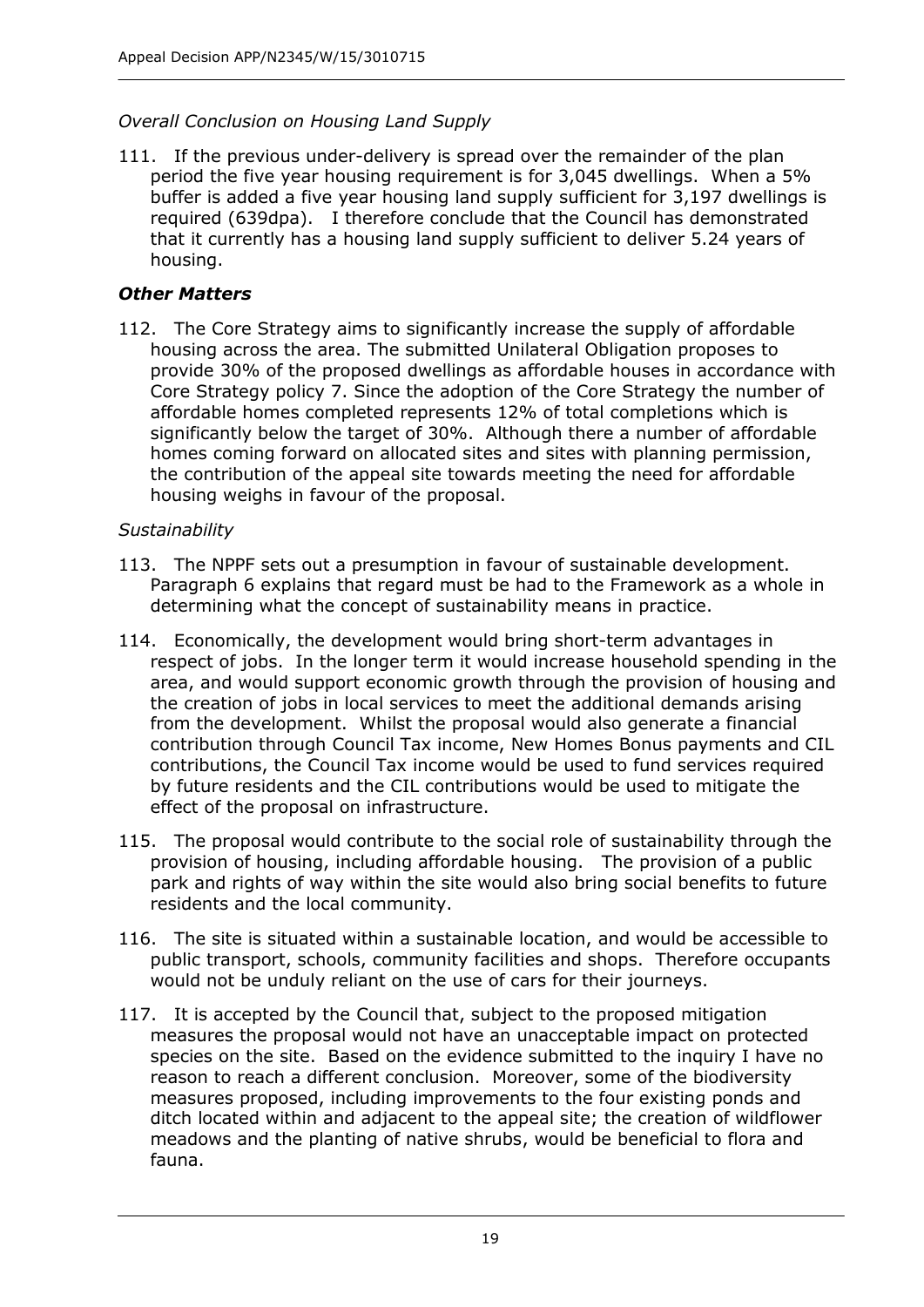*Overall Conclusion on Housing Land Supply*

111. If the previous under-delivery is spread over the remainder of the plan period the five year housing requirement is for 3,045 dwellings. When a 5% buffer is added a five year housing land supply sufficient for 3,197 dwellings is required (639dpa). I therefore conclude that the Council has demonstrated that it currently has a housing land supply sufficient to deliver 5.24 years of housing.

### *Other Matters*

112. The Core Strategy aims to significantly increase the supply of affordable housing across the area. The submitted Unilateral Obligation proposes to provide 30% of the proposed dwellings as affordable houses in accordance with Core Strategy policy 7. Since the adoption of the Core Strategy the number of affordable homes completed represents 12% of total completions which is significantly below the target of 30%. Although there a number of affordable homes coming forward on allocated sites and sites with planning permission, the contribution of the appeal site towards meeting the need for affordable housing weighs in favour of the proposal.

*Sustainability*

113. The NPPF sets out a presumption in favour of sustainable development. Paragraph 6 explains that regard must be had to the Framework as a whole in determining what the concept of sustainability means in practice.

114. Economically, the development would bring short-term advantages in respect of jobs. In the longer term it would increase household spending in the area, and would support economic growth through the provision of housing and the creation of jobs in local services to meet the additional demands arising from the development. Whilst the proposal would also generate a financial contribution through Council Tax income, New Homes Bonus payments and CIL contributions, the Council Tax income would be used to fund services required by future residents and the CIL contributions would be used to mitigate the effect of the proposal on infrastructure.

115. The proposal would contribute to the social role of sustainability through the provision of housing, including affordable housing. The provision of a public park and rights of way within the site would also bring social benefits to future residents and the local community.

116. The site is situated within a sustainable location, and would be accessible to public transport, schools, community facilities and shops. Therefore occupants would not be unduly reliant on the use of cars for their journeys.

117. It is accepted by the Council that, subject to the proposed mitigation measures the proposal would not have an unacceptable impact on protected species on the site. Based on the evidence submitted to the inquiry I have no reason to reach a different conclusion. Moreover, some of the biodiversity measures proposed, including improvements to the four existing ponds and ditch located within and adjacent to the appeal site; the creation of wildflower meadows and the planting of native shrubs, would be beneficial to flora and fauna.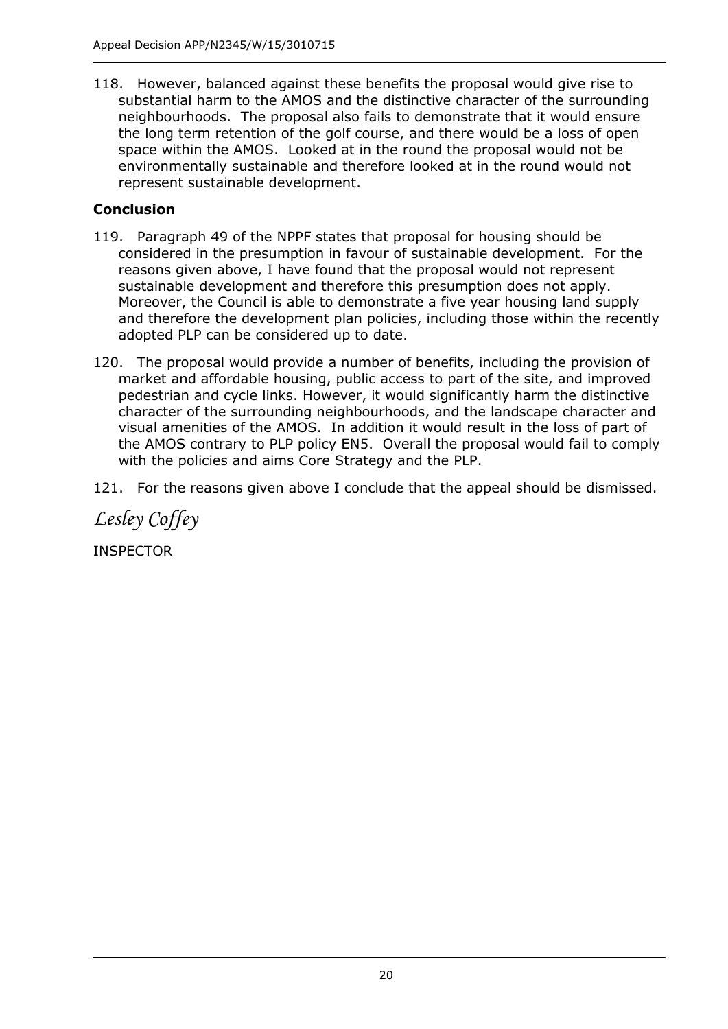118. However, balanced against these benefits the proposal would give rise to substantial harm to the AMOS and the distinctive character of the surrounding neighbourhoods. The proposal also fails to demonstrate that it would ensure the long term retention of the golf course, and there would be a loss of open space within the AMOS. Looked at in the round the proposal would not be environmentally sustainable and therefore looked at in the round would not represent sustainable development.

**Conclusion**

119. Paragraph 49 of the NPPF states that proposal for housing should be considered in the presumption in favour of sustainable development. For the reasons given above, I have found that the proposal would not represent sustainable development and therefore this presumption does not apply. Moreover, the Council is able to demonstrate a five year housing land supply and therefore the development plan policies, including those within the recently adopted PLP can be considered up to date.

120. The proposal would provide a number of benefits, including the provision of market and affordable housing, public access to part of the site, and improved pedestrian and cycle links. However, it would significantly harm the distinctive character of the surrounding neighbourhoods, and the landscape character and visual amenities of the AMOS. In addition it would result in the loss of part of the AMOS contrary to PLP policy EN5. Overall the proposal would fail to comply with the policies and aims Core Strategy and the PLP.

121. For the reasons given above I conclude that the appeal should be dismissed.

*Lesley Coffey*

INSPECTOR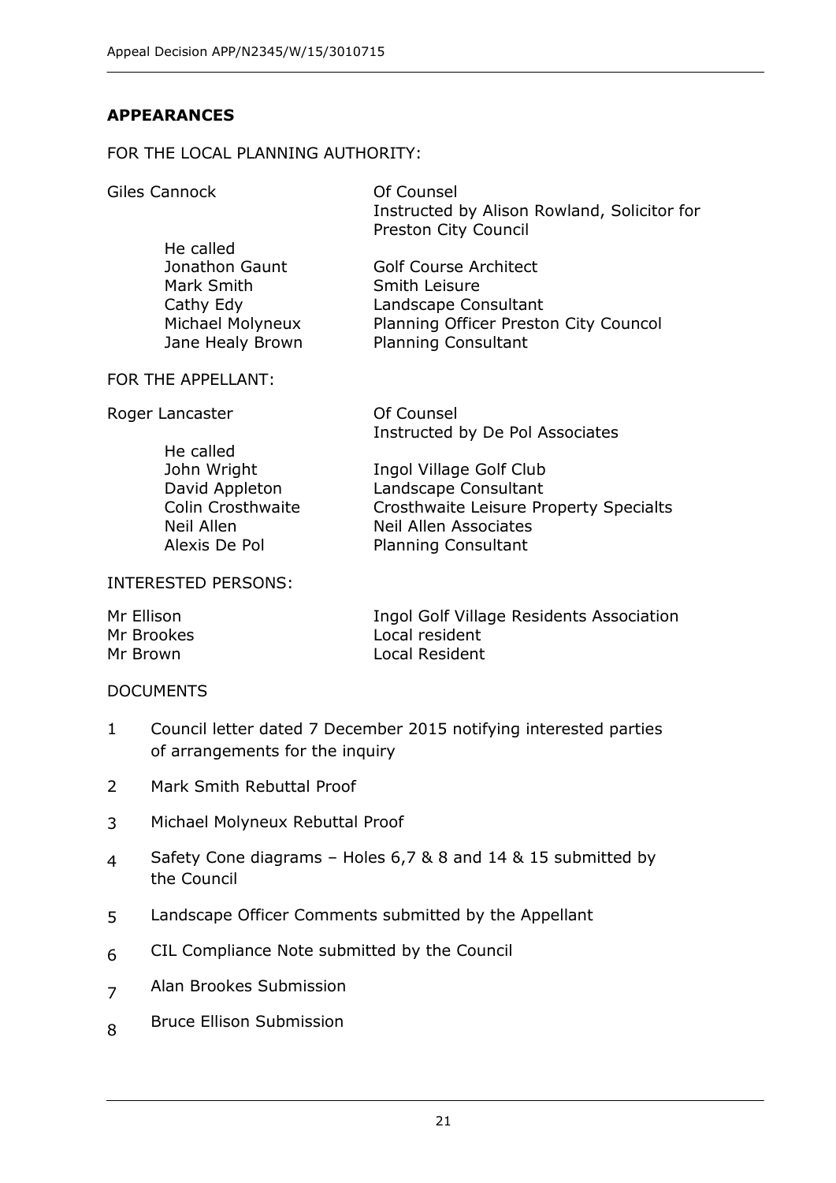## APPEARANCES

FOR THE LOCAL PLANNING AUTHORITY:

| | |
|---|---|
| Giles Cannock | Of Counsel<br>Instructed by Alison Rowland, Solicitor for Preston City Council |
| He called | |
| Jonathon Gaunt | Golf Course Architect |
| Mark Smith | Smith Leisure |
| Cathy Edy | Landscape Consultant |
| Michael Molyneux | Planning Officer Preston City Councol |
| Jane Healy Brown | Planning Consultant |

FOR THE APPELLANT:

| | |
|---|---|
| Roger Lancaster | Of Counsel<br>Instructed by De Pol Associates |
| He called | |
| John Wright | Ingol Village Golf Club |
| David Appleton | Landscape Consultant |
| Colin Crosthwaite | Crosthwaite Leisure Property Specialts |
| Neil Allen | Neil Allen Associates |
| Alexis De Pol | Planning Consultant |

INTERESTED PERSONS:

| | |
|---|---|
| Mr Ellison | Ingol Golf Village Residents Association |
| Mr Brookes | Local resident |
| Mr Brown | Local Resident |

DOCUMENTS

1. Council letter dated 7 December 2015 notifying interested parties of arrangements for the inquiry
2. Mark Smith Rebuttal Proof
3. Michael Molyneux Rebuttal Proof
4. Safety Cone diagrams – Holes 6,7 & 8 and 14 & 15 submitted by the Council
5. Landscape Officer Comments submitted by the Appellant
6. CIL Compliance Note submitted by the Council
7. Alan Brookes Submission
8. Bruce Ellison Submission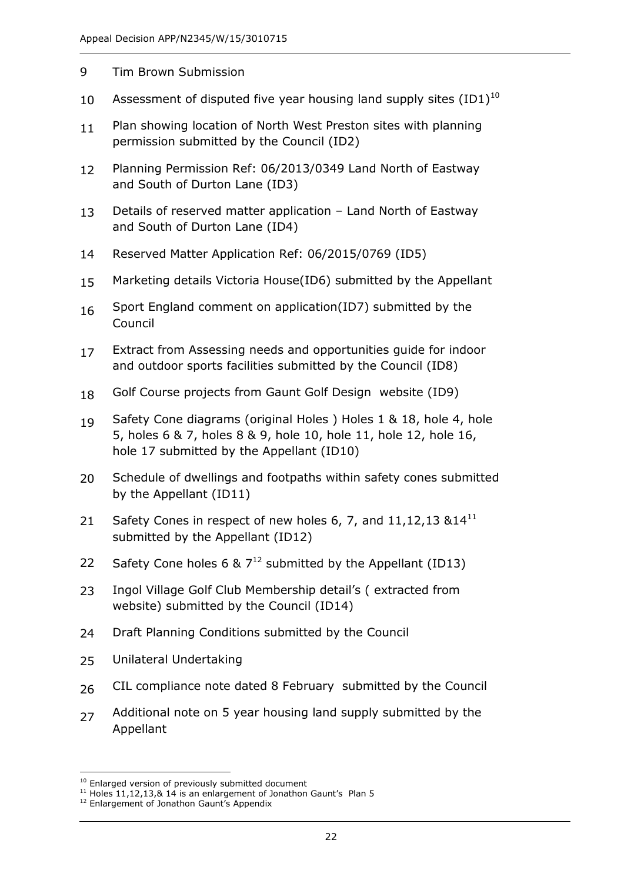9 Tim Brown Submission

10 Assessment of disputed five year housing land supply sites (ID1)[10]

11 Plan showing location of North West Preston sites with planning permission submitted by the Council (ID2)

12 Planning Permission Ref: 06/2013/0349 Land North of Eastway and South of Durton Lane (ID3)

13 Details of reserved matter application – Land North of Eastway and South of Durton Lane (ID4)

14 Reserved Matter Application Ref: 06/2015/0769 (ID5)

15 Marketing details Victoria House(ID6) submitted by the Appellant

16 Sport England comment on application(ID7) submitted by the Council

17 Extract from Assessing needs and opportunities guide for indoor and outdoor sports facilities submitted by the Council (ID8)

18 Golf Course projects from Gaunt Golf Design website (ID9)

19 Safety Cone diagrams (original Holes ) Holes 1 & 18, hole 4, hole 5, holes 6 & 7, holes 8 & 9, hole 10, hole 11, hole 12, hole 16, hole 17 submitted by the Appellant (ID10)

20 Schedule of dwellings and footpaths within safety cones submitted by the Appellant (ID11)

21 Safety Cones in respect of new holes 6, 7, and 11,12,13 &14[11] submitted by the Appellant (ID12)

22 Safety Cone holes 6 & 7[12] submitted by the Appellant (ID13)

23 Ingol Village Golf Club Membership detail's ( extracted from website) submitted by the Council (ID14)

24 Draft Planning Conditions submitted by the Council

25 Unilateral Undertaking

26 CIL compliance note dated 8 February submitted by the Council

27 Additional note on 5 year housing land supply submitted by the Appellant

---

[10] Enlarged version of previously submitted document

[11] Holes 11,12,13,& 14 is an enlargement of Jonathon Gaunt's Plan 5

[12] Enlargement of Jonathon Gaunt's Appendix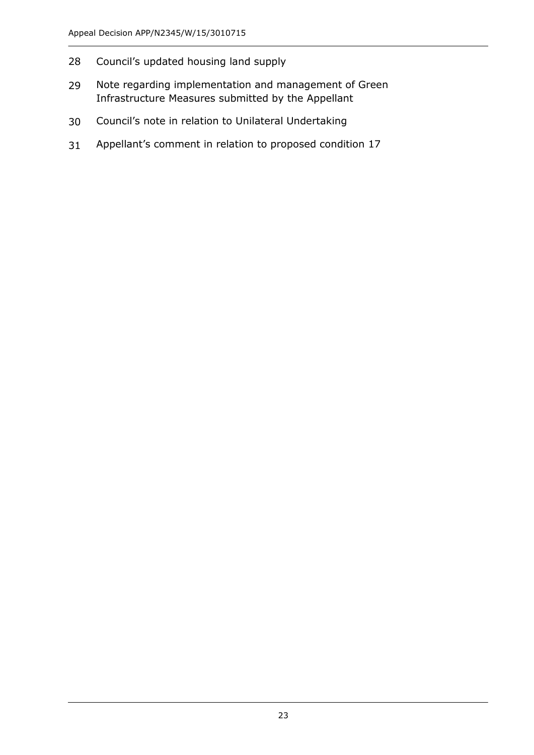28 Council's updated housing land supply

29 Note regarding implementation and management of Green Infrastructure Measures submitted by the Appellant

30 Council's note in relation to Unilateral Undertaking

31 Appellant's comment in relation to proposed condition 17